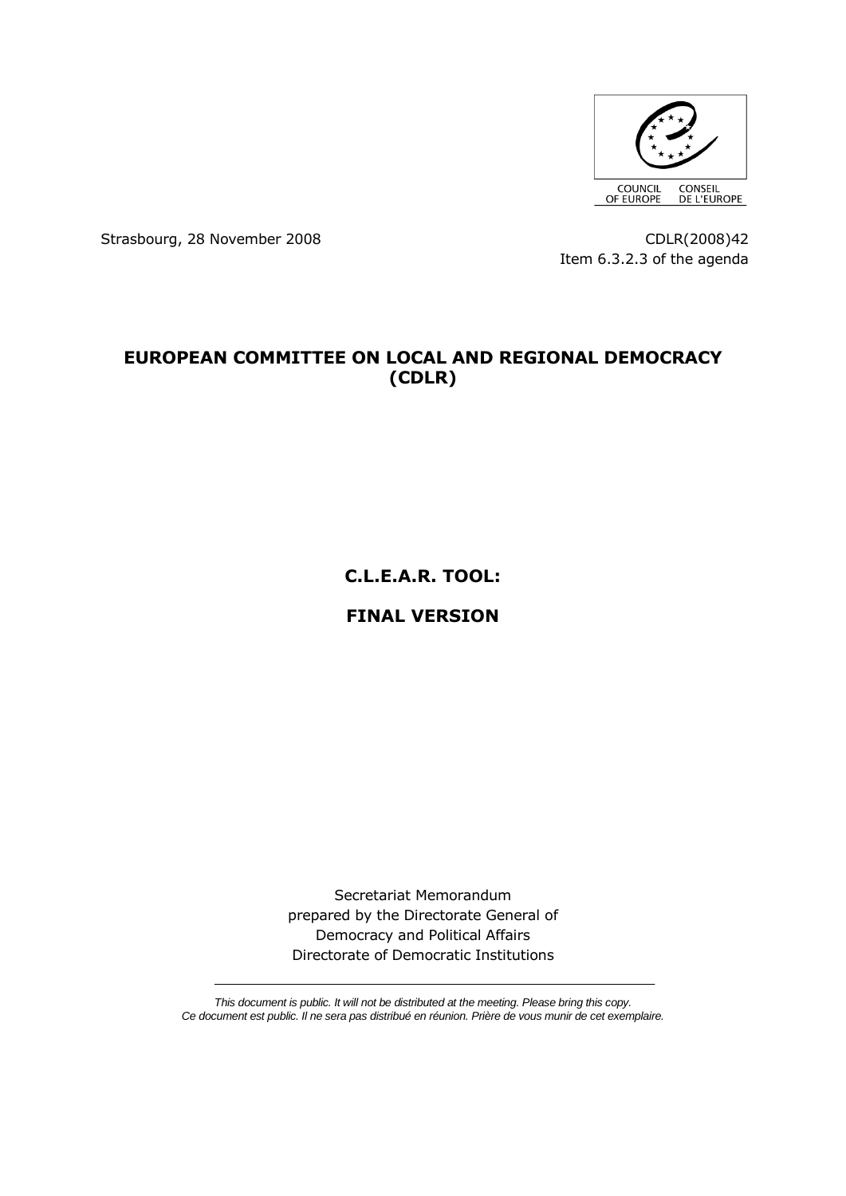COUNCIL OF EUROPE CONSEIL DE L'EUROPE

Strasbourg, 28 November 2008

CDLR(2008)42
Item 6.3.2.3 of the agenda

# EUROPEAN COMMITTEE ON LOCAL AND REGIONAL DEMOCRACY (CDLR)

# C.L.E.A.R. TOOL:

# FINAL VERSION

Secretariat Memorandum
prepared by the Directorate General of
Democracy and Political Affairs
Directorate of Democratic Institutions

*This document is public. It will not be distributed at the meeting. Please bring this copy.*
*Ce document est public. Il ne sera pas distribué en réunion. Prière de vous munir de cet exemplaire.*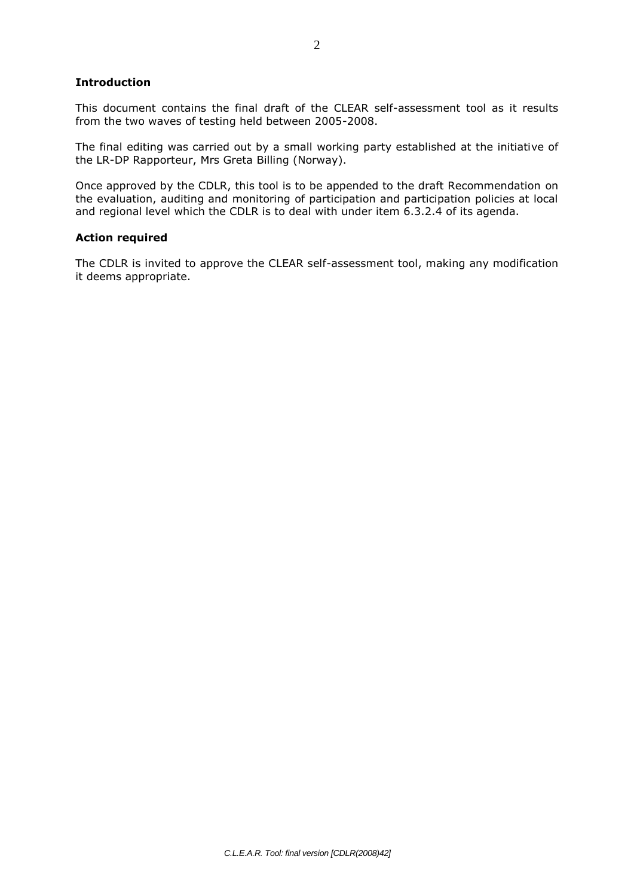## Introduction

This document contains the final draft of the CLEAR self-assessment tool as it results from the two waves of testing held between 2005-2008.

The final editing was carried out by a small working party established at the initiative of the LR-DP Rapporteur, Mrs Greta Billing (Norway).

Once approved by the CDLR, this tool is to be appended to the draft Recommendation on the evaluation, auditing and monitoring of participation and participation policies at local and regional level which the CDLR is to deal with under item 6.3.2.4 of its agenda.

## Action required

The CDLR is invited to approve the CLEAR self-assessment tool, making any modification it deems appropriate.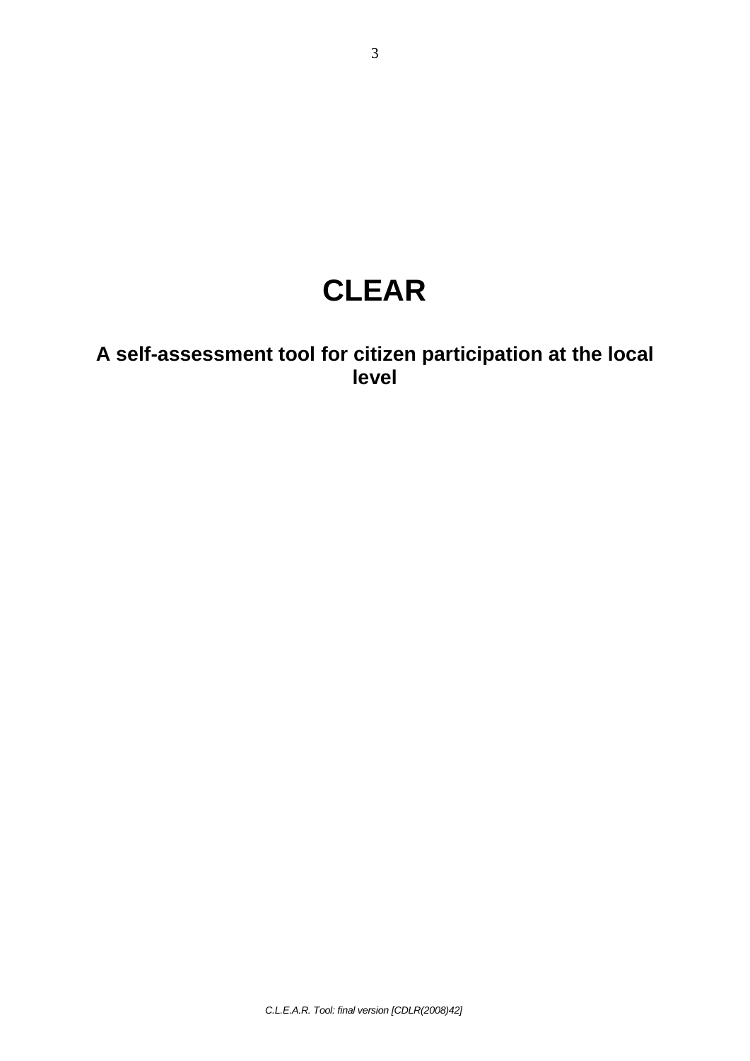# CLEAR

## A self-assessment tool for citizen participation at the local level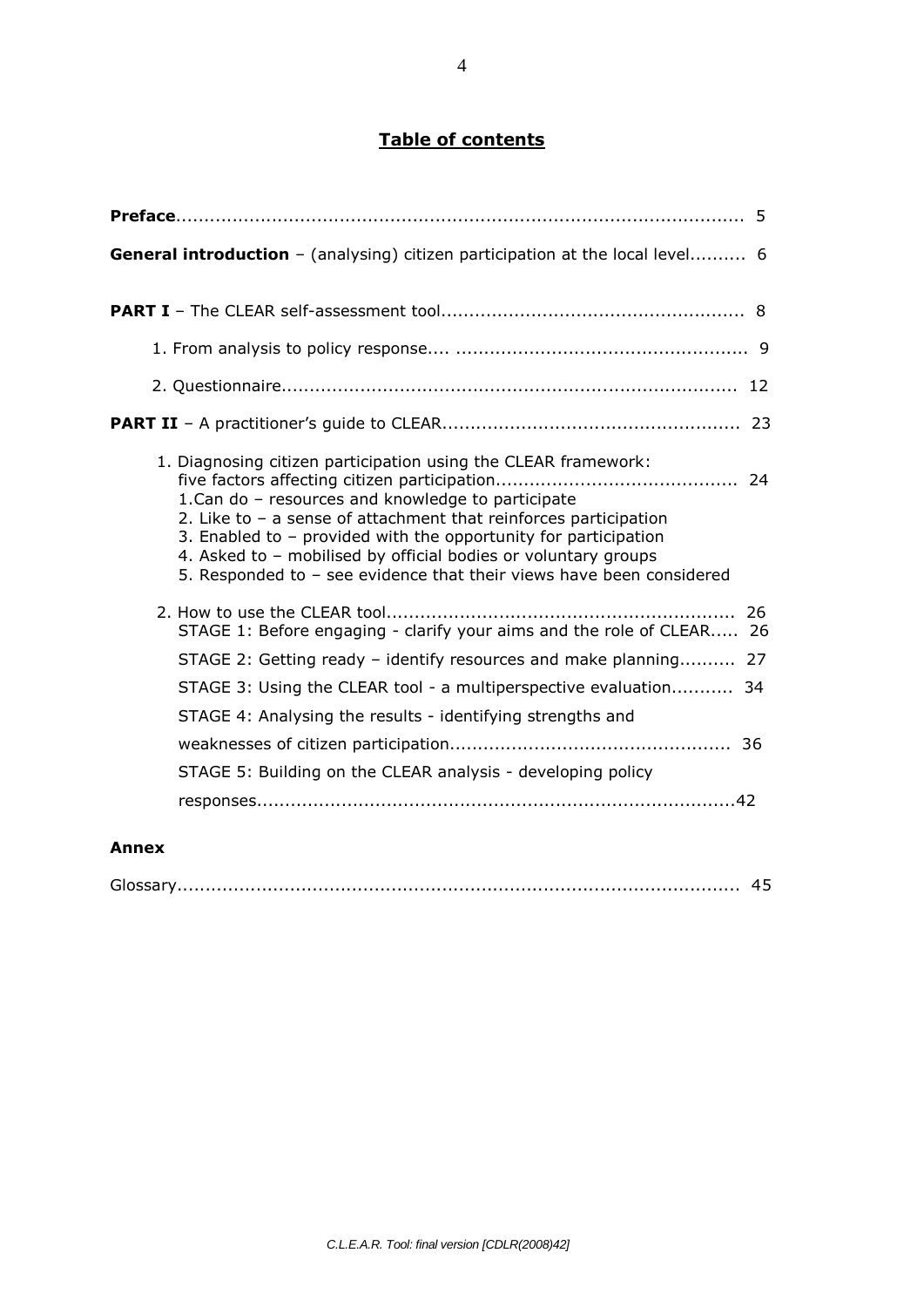## Table of contents

**Preface**.................................................................................................. 5

**General introduction** – (analysing) citizen participation at the local level.......... 6

**PART I** – The CLEAR self-assessment tool..................................................... 8

1. From analysis to policy response.... .................................................... 9
2. Questionnaire................................................................................ 12

**PART II** – A practitioner's guide to CLEAR.................................................... 23

1. Diagnosing citizen participation using the CLEAR framework: five factors affecting citizen participation.......................................... 24
   1. Can do – resources and knowledge to participate
   2. Like to – a sense of attachment that reinforces participation
   3. Enabled to – provided with the opportunity for participation
   4. Asked to – mobilised by official bodies or voluntary groups
   5. Responded to – see evidence that their views have been considered
2. How to use the CLEAR tool.............................................................. 26
   - STAGE 1: Before engaging - clarify your aims and the role of CLEAR..... 26
   - STAGE 2: Getting ready – identify resources and make planning.......... 27
   - STAGE 3: Using the CLEAR tool - a multiperspective evaluation........... 34
   - STAGE 4: Analysing the results - identifying strengths and weaknesses of citizen participation.................................................. 36
   - STAGE 5: Building on the CLEAR analysis - developing policy responses.....................................................................................42

**Annex**

Glossary.................................................................................................. 45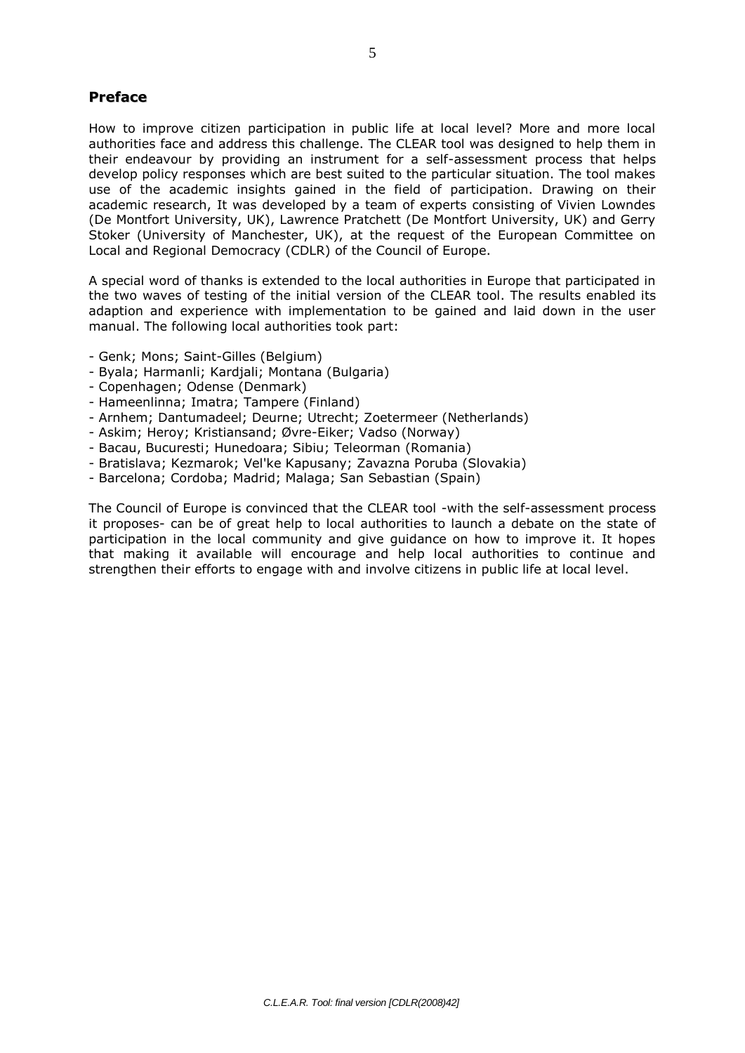## Preface

How to improve citizen participation in public life at local level? More and more local authorities face and address this challenge. The CLEAR tool was designed to help them in their endeavour by providing an instrument for a self-assessment process that helps develop policy responses which are best suited to the particular situation. The tool makes use of the academic insights gained in the field of participation. Drawing on their academic research, It was developed by a team of experts consisting of Vivien Lowndes (De Montfort University, UK), Lawrence Pratchett (De Montfort University, UK) and Gerry Stoker (University of Manchester, UK), at the request of the European Committee on Local and Regional Democracy (CDLR) of the Council of Europe.

A special word of thanks is extended to the local authorities in Europe that participated in the two waves of testing of the initial version of the CLEAR tool. The results enabled its adaption and experience with implementation to be gained and laid down in the user manual. The following local authorities took part:

- Genk; Mons; Saint-Gilles (Belgium)
- Byala; Harmanli; Kardjali; Montana (Bulgaria)
- Copenhagen; Odense (Denmark)
- Hameenlinna; Imatra; Tampere (Finland)
- Arnhem; Dantumadeel; Deurne; Utrecht; Zoetermeer (Netherlands)
- Askim; Heroy; Kristiansand; Øvre-Eiker; Vadso (Norway)
- Bacau, Bucuresti; Hunedoara; Sibiu; Teleorman (Romania)
- Bratislava; Kezmarok; Vel'ke Kapusany; Zavazna Poruba (Slovakia)
- Barcelona; Cordoba; Madrid; Malaga; San Sebastian (Spain)

The Council of Europe is convinced that the CLEAR tool -with the self-assessment process it proposes- can be of great help to local authorities to launch a debate on the state of participation in the local community and give guidance on how to improve it. It hopes that making it available will encourage and help local authorities to continue and strengthen their efforts to engage with and involve citizens in public life at local level.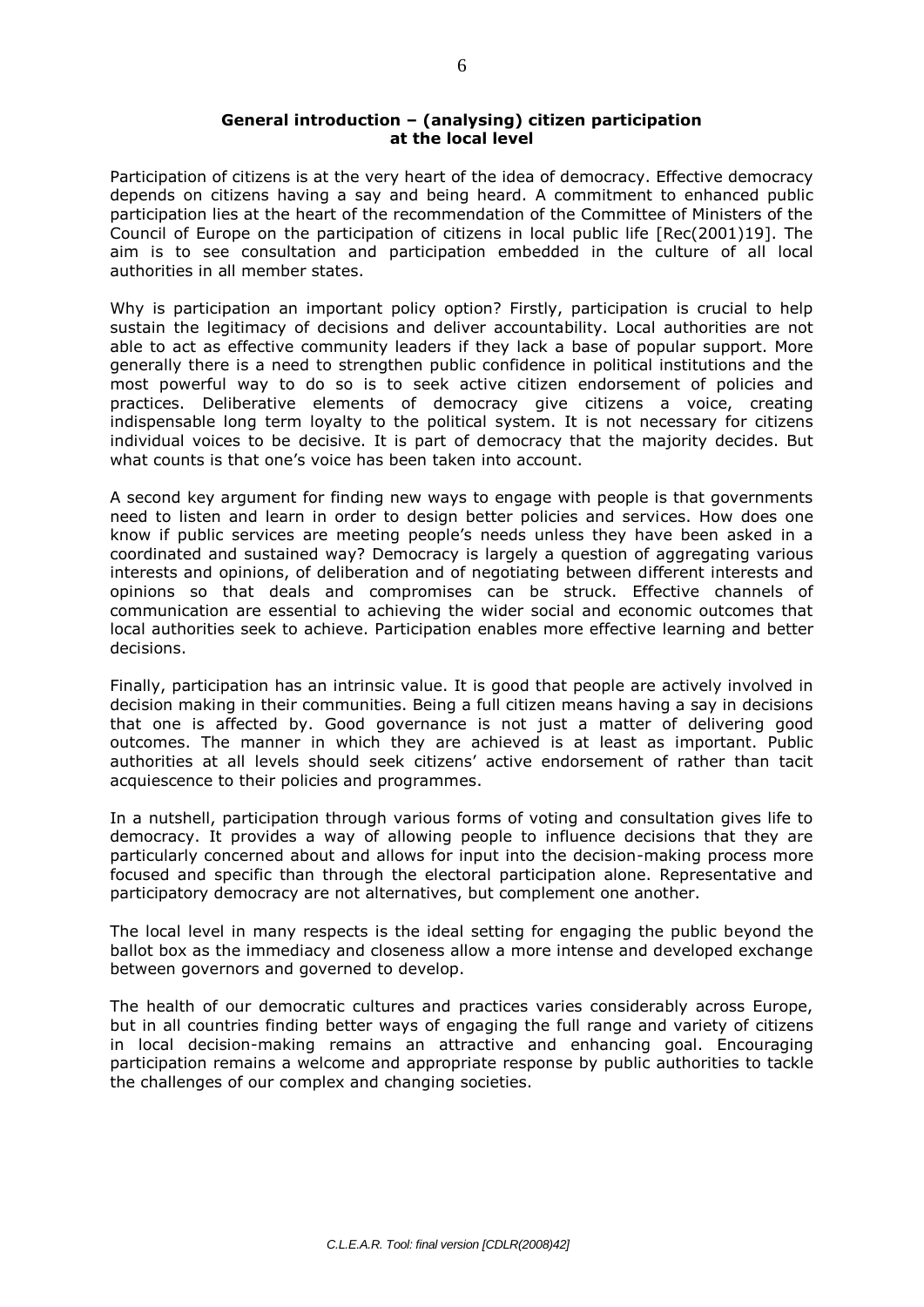## General introduction – (analysing) citizen participation at the local level

Participation of citizens is at the very heart of the idea of democracy. Effective democracy depends on citizens having a say and being heard. A commitment to enhanced public participation lies at the heart of the recommendation of the Committee of Ministers of the Council of Europe on the participation of citizens in local public life [Rec(2001)19]. The aim is to see consultation and participation embedded in the culture of all local authorities in all member states.

Why is participation an important policy option? Firstly, participation is crucial to help sustain the legitimacy of decisions and deliver accountability. Local authorities are not able to act as effective community leaders if they lack a base of popular support. More generally there is a need to strengthen public confidence in political institutions and the most powerful way to do so is to seek active citizen endorsement of policies and practices. Deliberative elements of democracy give citizens a voice, creating indispensable long term loyalty to the political system. It is not necessary for citizens individual voices to be decisive. It is part of democracy that the majority decides. But what counts is that one's voice has been taken into account.

A second key argument for finding new ways to engage with people is that governments need to listen and learn in order to design better policies and services. How does one know if public services are meeting people's needs unless they have been asked in a coordinated and sustained way? Democracy is largely a question of aggregating various interests and opinions, of deliberation and of negotiating between different interests and opinions so that deals and compromises can be struck. Effective channels of communication are essential to achieving the wider social and economic outcomes that local authorities seek to achieve. Participation enables more effective learning and better decisions.

Finally, participation has an intrinsic value. It is good that people are actively involved in decision making in their communities. Being a full citizen means having a say in decisions that one is affected by. Good governance is not just a matter of delivering good outcomes. The manner in which they are achieved is at least as important. Public authorities at all levels should seek citizens' active endorsement of rather than tacit acquiescence to their policies and programmes.

In a nutshell, participation through various forms of voting and consultation gives life to democracy. It provides a way of allowing people to influence decisions that they are particularly concerned about and allows for input into the decision-making process more focused and specific than through the electoral participation alone. Representative and participatory democracy are not alternatives, but complement one another.

The local level in many respects is the ideal setting for engaging the public beyond the ballot box as the immediacy and closeness allow a more intense and developed exchange between governors and governed to develop.

The health of our democratic cultures and practices varies considerably across Europe, but in all countries finding better ways of engaging the full range and variety of citizens in local decision-making remains an attractive and enhancing goal. Encouraging participation remains a welcome and appropriate response by public authorities to tackle the challenges of our complex and changing societies.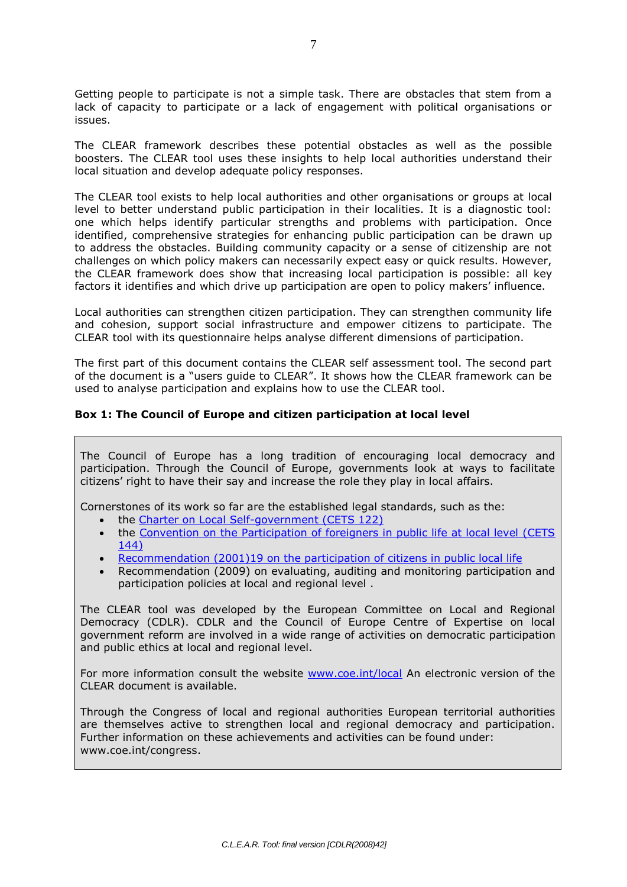Getting people to participate is not a simple task. There are obstacles that stem from a lack of capacity to participate or a lack of engagement with political organisations or issues.

The CLEAR framework describes these potential obstacles as well as the possible boosters. The CLEAR tool uses these insights to help local authorities understand their local situation and develop adequate policy responses.

The CLEAR tool exists to help local authorities and other organisations or groups at local level to better understand public participation in their localities. It is a diagnostic tool: one which helps identify particular strengths and problems with participation. Once identified, comprehensive strategies for enhancing public participation can be drawn up to address the obstacles. Building community capacity or a sense of citizenship are not challenges on which policy makers can necessarily expect easy or quick results. However, the CLEAR framework does show that increasing local participation is possible: all key factors it identifies and which drive up participation are open to policy makers' influence.

Local authorities can strengthen citizen participation. They can strengthen community life and cohesion, support social infrastructure and empower citizens to participate. The CLEAR tool with its questionnaire helps analyse different dimensions of participation.

The first part of this document contains the CLEAR self assessment tool. The second part of the document is a "users guide to CLEAR". It shows how the CLEAR framework can be used to analyse participation and explains how to use the CLEAR tool.

**Box 1: The Council of Europe and citizen participation at local level**

The Council of Europe has a long tradition of encouraging local democracy and participation. Through the Council of Europe, governments look at ways to facilitate citizens' right to have their say and increase the role they play in local affairs.

Cornerstones of its work so far are the established legal standards, such as the:

- the Charter on Local Self-government (CETS 122)
- the Convention on the Participation of foreigners in public life at local level (CETS 144)
- Recommendation (2001)19 on the participation of citizens in public local life
- Recommendation (2009) on evaluating, auditing and monitoring participation and participation policies at local and regional level .

The CLEAR tool was developed by the European Committee on Local and Regional Democracy (CDLR). CDLR and the Council of Europe Centre of Expertise on local government reform are involved in a wide range of activities on democratic participation and public ethics at local and regional level.

For more information consult the website www.coe.int/local An electronic version of the CLEAR document is available.

Through the Congress of local and regional authorities European territorial authorities are themselves active to strengthen local and regional democracy and participation. Further information on these achievements and activities can be found under: www.coe.int/congress.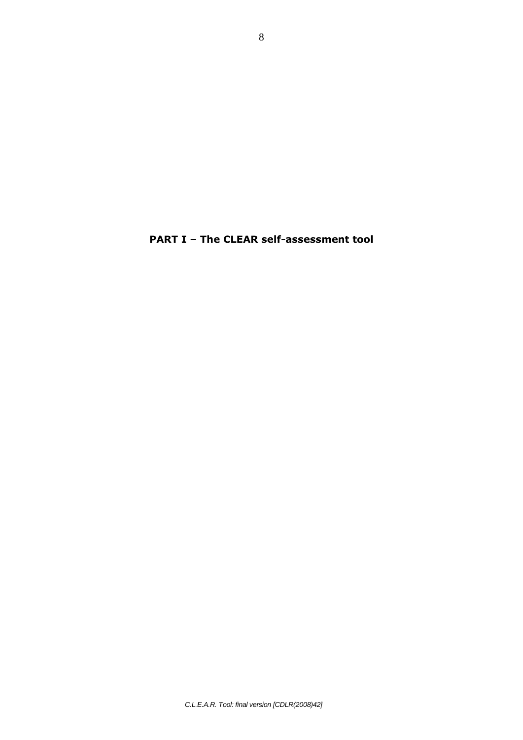# PART I – The CLEAR self-assessment tool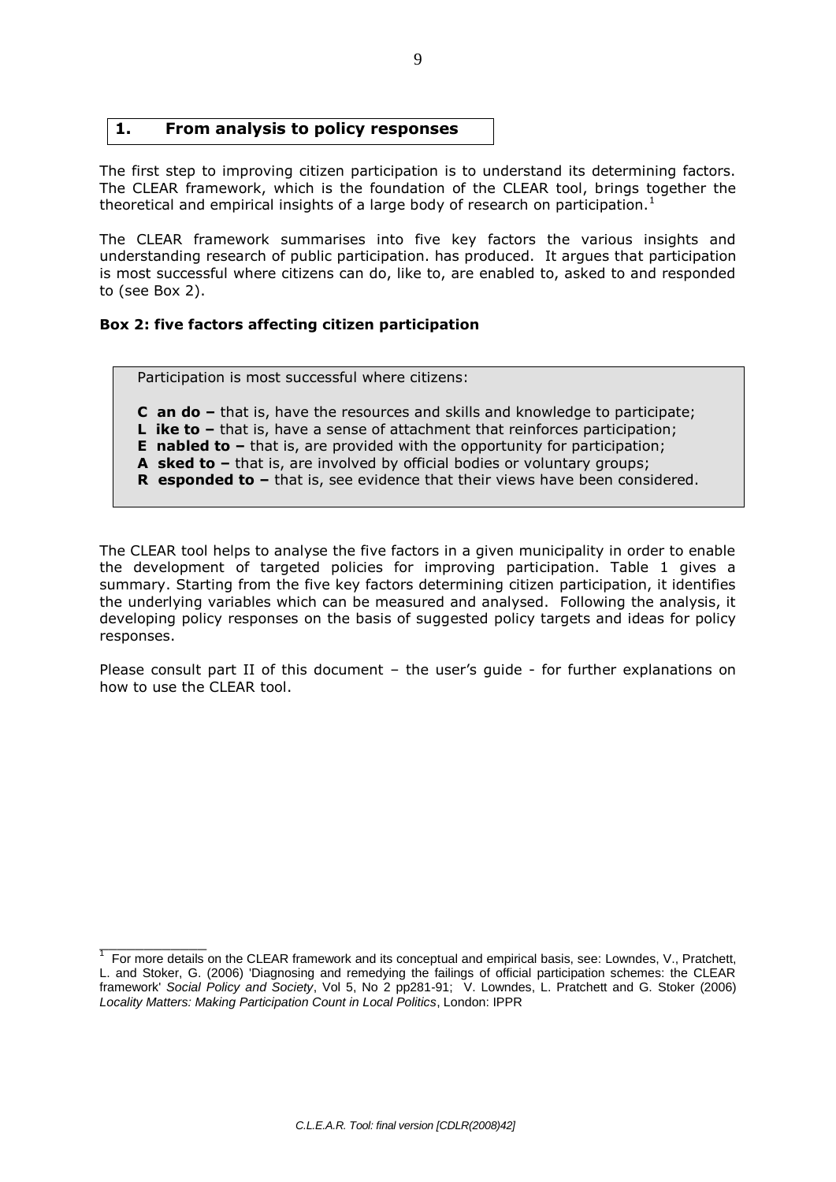## 1. From analysis to policy responses

The first step to improving citizen participation is to understand its determining factors. The CLEAR framework, which is the foundation of the CLEAR tool, brings together the theoretical and empirical insights of a large body of research on participation.[1]

The CLEAR framework summarises into five key factors the various insights and understanding research of public participation. has produced. It argues that participation is most successful where citizens can do, like to, are enabled to, asked to and responded to (see Box 2).

**Box 2: five factors affecting citizen participation**

Participation is most successful where citizens:

**C an do –** that is, have the resources and skills and knowledge to participate;
**L ike to –** that is, have a sense of attachment that reinforces participation;
**E nabled to –** that is, are provided with the opportunity for participation;
**A sked to –** that is, are involved by official bodies or voluntary groups;
**R esponded to –** that is, see evidence that their views have been considered.

The CLEAR tool helps to analyse the five factors in a given municipality in order to enable the development of targeted policies for improving participation. Table 1 gives a summary. Starting from the five key factors determining citizen participation, it identifies the underlying variables which can be measured and analysed. Following the analysis, it developing policy responses on the basis of suggested policy targets and ideas for policy responses.

Please consult part II of this document – the user's guide - for further explanations on how to use the CLEAR tool.

[1] For more details on the CLEAR framework and its conceptual and empirical basis, see: Lowndes, V., Pratchett, L. and Stoker, G. (2006) 'Diagnosing and remedying the failings of official participation schemes: the CLEAR framework' *Social Policy and Society*, Vol 5, No 2 pp281-91; V. Lowndes, L. Pratchett and G. Stoker (2006) *Locality Matters: Making Participation Count in Local Politics*, London: IPPR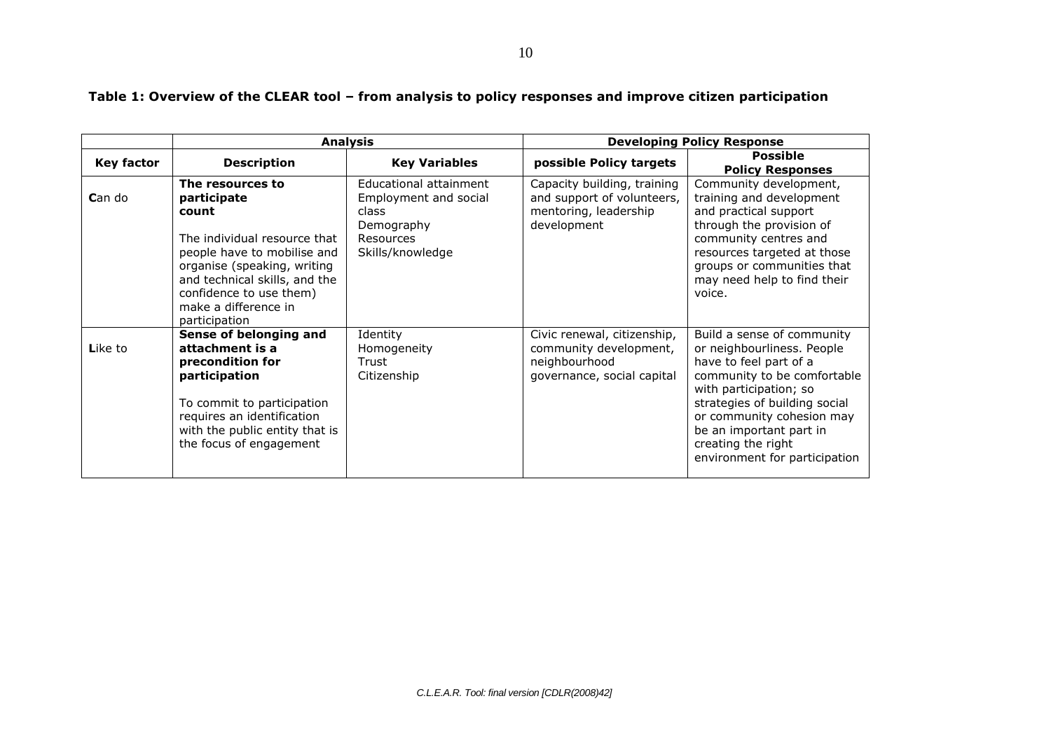**Table 1: Overview of the CLEAR tool – from analysis to policy responses and improve citizen participation**

| | Analysis | | Developing Policy Response | |
|---|---|---|---|---|
| **Key factor** | **Description** | **Key Variables** | **possible Policy targets** | **Possible Policy Responses** |
| **C**an do | **The resources to participate count**<br><br>The individual resource that people have to mobilise and organise (speaking, writing and technical skills, and the confidence to use them) make a difference in participation | Educational attainment<br>Employment and social class<br>Demography<br>Resources<br>Skills/knowledge | Capacity building, training and support of volunteers, mentoring, leadership development | Community development, training and development and practical support through the provision of community centres and resources targeted at those groups or communities that may need help to find their voice. |
| **L**ike to | **Sense of belonging and attachment is a precondition for participation**<br><br>To commit to participation requires an identification with the public entity that is the focus of engagement | Identity<br>Homogeneity<br>Trust<br>Citizenship | Civic renewal, citizenship, community development, neighbourhood governance, social capital | Build a sense of community or neighbourliness. People have to feel part of a community to be comfortable with participation; so strategies of building social or community cohesion may be an important part in creating the right environment for participation |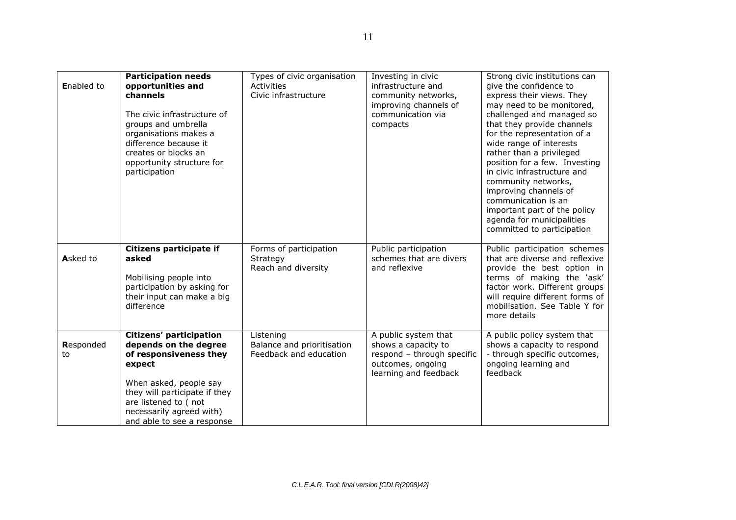| | | | | |
|---|---|---|---|---|
| **E**nabled to | **Participation needs opportunities and channels**<br><br>The civic infrastructure of groups and umbrella organisations makes a difference because it creates or blocks an opportunity structure for participation | Types of civic organisation<br>Activities<br>Civic infrastructure | Investing in civic infrastructure and community networks, improving channels of communication via compacts | Strong civic institutions can give the confidence to express their views. They may need to be monitored, challenged and managed so that they provide channels for the representation of a wide range of interests rather than a privileged position for a few. Investing in civic infrastructure and community networks, improving channels of communication is an important part of the policy agenda for municipalities committed to participation |
| **A**sked to | **Citizens participate if asked**<br><br>Mobilising people into participation by asking for their input can make a big difference | Forms of participation<br>Strategy<br>Reach and diversity | Public participation schemes that are divers and reflexive | Public participation schemes that are diverse and reflexive provide the best option in terms of making the 'ask' factor work. Different groups will require different forms of mobilisation. See Table Y for more details |
| **R**esponded to | **Citizens' participation depends on the degree of responsiveness they expect**<br><br>When asked, people say they will participate if they are listened to ( not necessarily agreed with) and able to see a response | Listening<br>Balance and prioritisation<br>Feedback and education | A public system that shows a capacity to respond – through specific outcomes, ongoing learning and feedback | A public policy system that shows a capacity to respond - through specific outcomes, ongoing learning and feedback |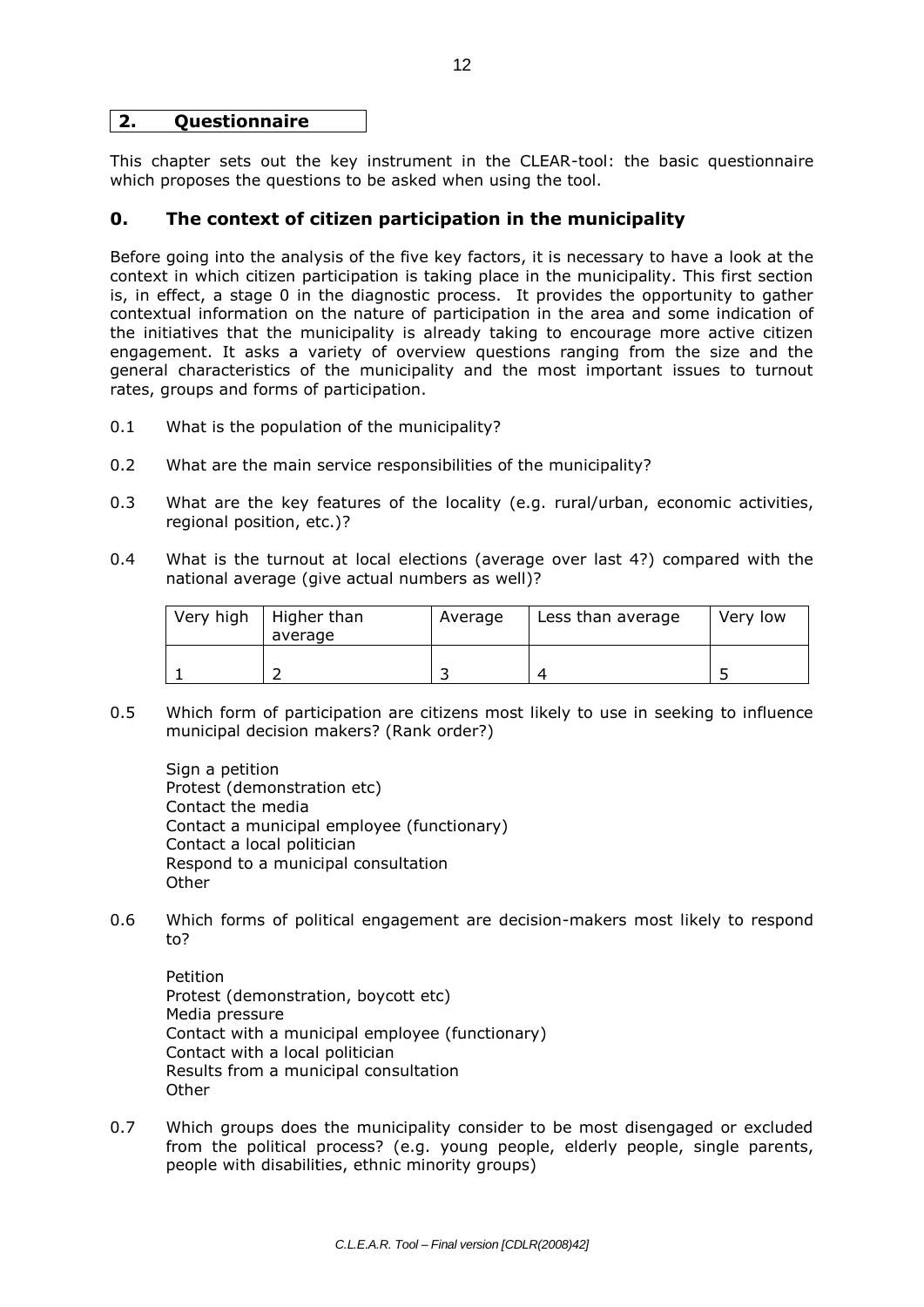## 2. Questionnaire

This chapter sets out the key instrument in the CLEAR-tool: the basic questionnaire which proposes the questions to be asked when using the tool.

### 0. The context of citizen participation in the municipality

Before going into the analysis of the five key factors, it is necessary to have a look at the context in which citizen participation is taking place in the municipality. This first section is, in effect, a stage 0 in the diagnostic process. It provides the opportunity to gather contextual information on the nature of participation in the area and some indication of the initiatives that the municipality is already taking to encourage more active citizen engagement. It asks a variety of overview questions ranging from the size and the general characteristics of the municipality and the most important issues to turnout rates, groups and forms of participation.

0.1 What is the population of the municipality?

0.2 What are the main service responsibilities of the municipality?

0.3 What are the key features of the locality (e.g. rural/urban, economic activities, regional position, etc.)?

0.4 What is the turnout at local elections (average over last 4?) compared with the national average (give actual numbers as well)?

| Very high | Higher than average | Average | Less than average | Very low |
|---|---|---|---|---|
| 1 | 2 | 3 | 4 | 5 |

0.5 Which form of participation are citizens most likely to use in seeking to influence municipal decision makers? (Rank order?)

Sign a petition
Protest (demonstration etc)
Contact the media
Contact a municipal employee (functionary)
Contact a local politician
Respond to a municipal consultation
Other

0.6 Which forms of political engagement are decision-makers most likely to respond to?

Petition
Protest (demonstration, boycott etc)
Media pressure
Contact with a municipal employee (functionary)
Contact with a local politician
Results from a municipal consultation
Other

0.7 Which groups does the municipality consider to be most disengaged or excluded from the political process? (e.g. young people, elderly people, single parents, people with disabilities, ethnic minority groups)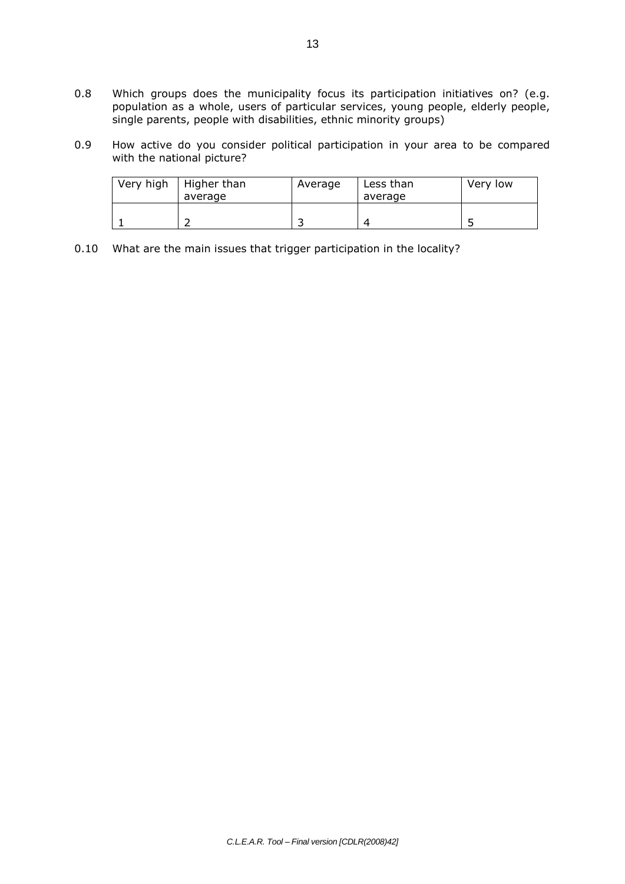0.8 Which groups does the municipality focus its participation initiatives on? (e.g. population as a whole, users of particular services, young people, elderly people, single parents, people with disabilities, ethnic minority groups)

0.9 How active do you consider political participation in your area to be compared with the national picture?

| Very high | Higher than average | Average | Less than average | Very low |
|---|---|---|---|---|
| 1 | 2 | 3 | 4 | 5 |

0.10 What are the main issues that trigger participation in the locality?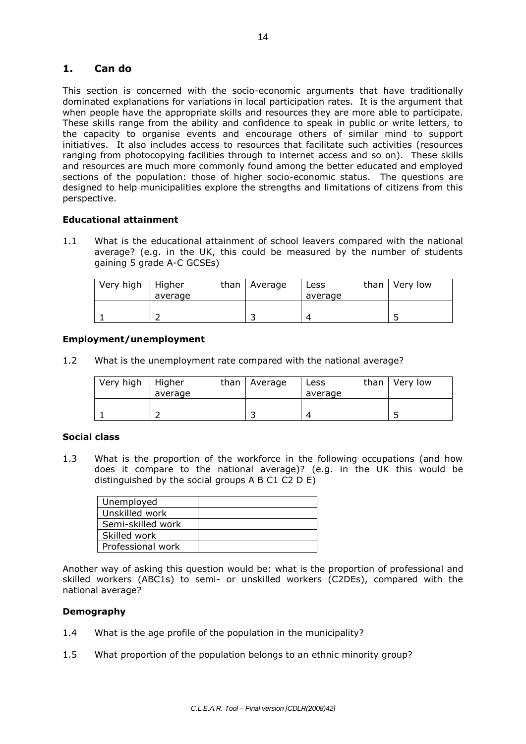## 1. Can do

This section is concerned with the socio-economic arguments that have traditionally dominated explanations for variations in local participation rates. It is the argument that when people have the appropriate skills and resources they are more able to participate. These skills range from the ability and confidence to speak in public or write letters, to the capacity to organise events and encourage others of similar mind to support initiatives. It also includes access to resources that facilitate such activities (resources ranging from photocopying facilities through to internet access and so on). These skills and resources are much more commonly found among the better educated and employed sections of the population: those of higher socio-economic status. The questions are designed to help municipalities explore the strengths and limitations of citizens from this perspective.

### Educational attainment

1.1 What is the educational attainment of school leavers compared with the national average? (e.g. in the UK, this could be measured by the number of students gaining 5 grade A-C GCSEs)

| Very high | Higher than average | Average | Less than average | Very low |
|---|---|---|---|---|
| 1 | 2 | 3 | 4 | 5 |

### Employment/unemployment

1.2 What is the unemployment rate compared with the national average?

| Very high | Higher than average | Average | Less than average | Very low |
|---|---|---|---|---|
| 1 | 2 | 3 | 4 | 5 |

### Social class

1.3 What is the proportion of the workforce in the following occupations (and how does it compare to the national average)? (e.g. in the UK this would be distinguished by the social groups A B C1 C2 D E)

| | |
|---|---|
| Unemployed | |
| Unskilled work | |
| Semi-skilled work | |
| Skilled work | |
| Professional work | |

Another way of asking this question would be: what is the proportion of professional and skilled workers (ABC1s) to semi- or unskilled workers (C2DEs), compared with the national average?

### Demography

1.4 What is the age profile of the population in the municipality?

1.5 What proportion of the population belongs to an ethnic minority group?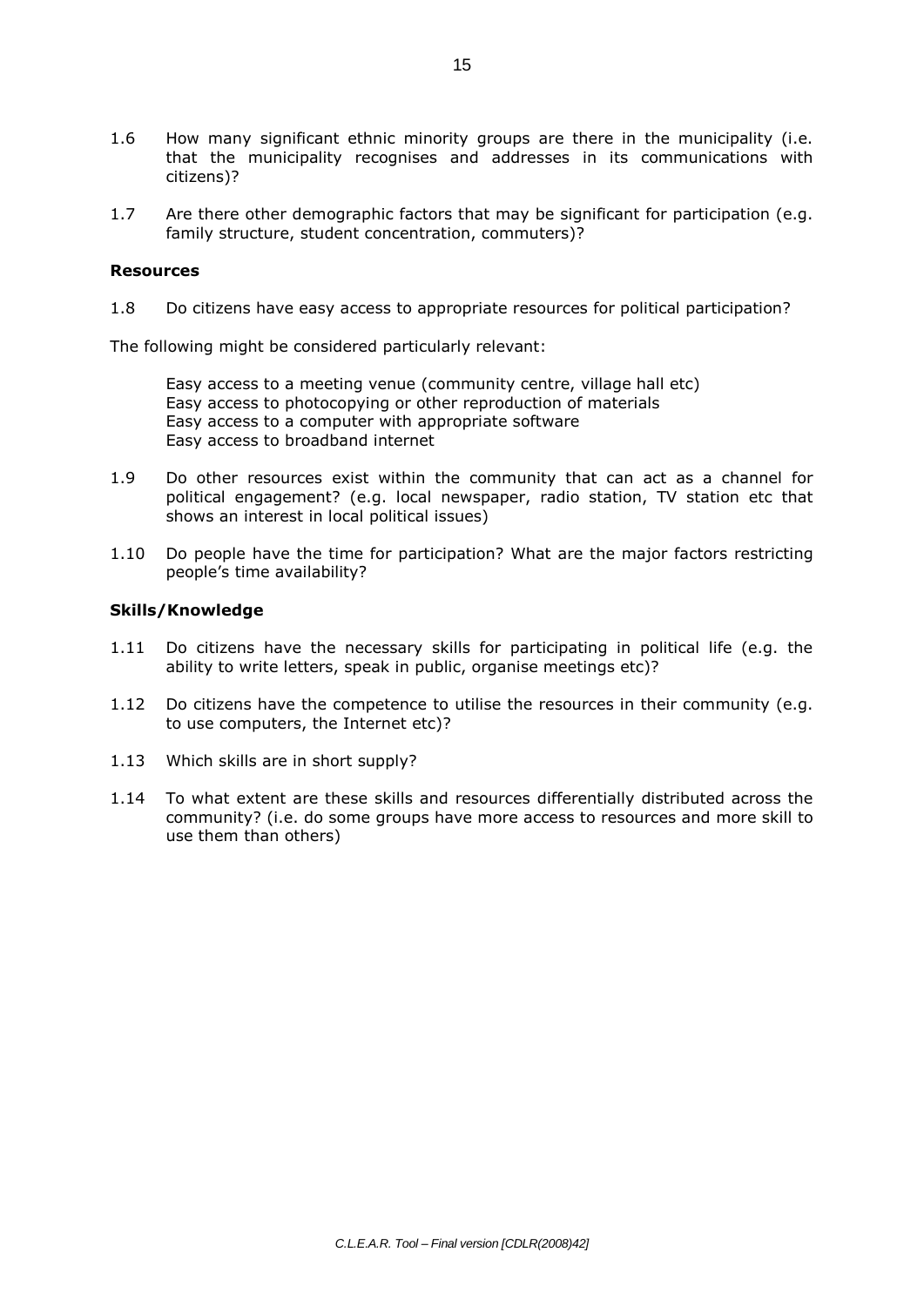1.6 How many significant ethnic minority groups are there in the municipality (i.e. that the municipality recognises and addresses in its communications with citizens)?

1.7 Are there other demographic factors that may be significant for participation (e.g. family structure, student concentration, commuters)?

**Resources**

1.8 Do citizens have easy access to appropriate resources for political participation?

The following might be considered particularly relevant:

Easy access to a meeting venue (community centre, village hall etc)
Easy access to photocopying or other reproduction of materials
Easy access to a computer with appropriate software
Easy access to broadband internet

1.9 Do other resources exist within the community that can act as a channel for political engagement? (e.g. local newspaper, radio station, TV station etc that shows an interest in local political issues)

1.10 Do people have the time for participation? What are the major factors restricting people's time availability?

**Skills/Knowledge**

1.11 Do citizens have the necessary skills for participating in political life (e.g. the ability to write letters, speak in public, organise meetings etc)?

1.12 Do citizens have the competence to utilise the resources in their community (e.g. to use computers, the Internet etc)?

1.13 Which skills are in short supply?

1.14 To what extent are these skills and resources differentially distributed across the community? (i.e. do some groups have more access to resources and more skill to use them than others)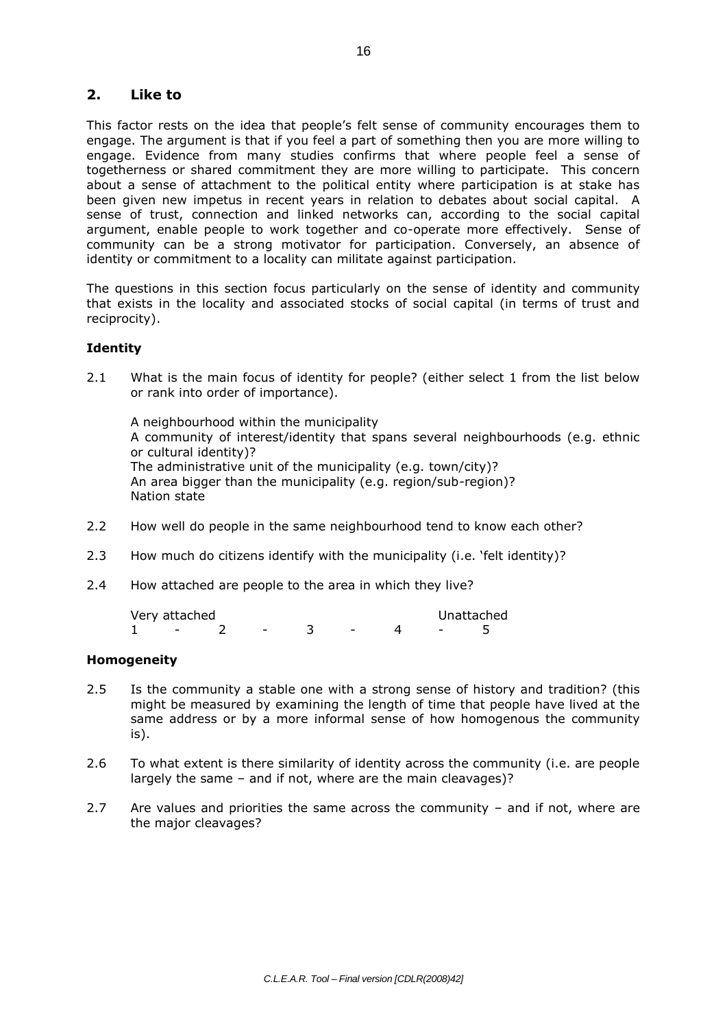## 2. Like to

This factor rests on the idea that people's felt sense of community encourages them to engage. The argument is that if you feel a part of something then you are more willing to engage. Evidence from many studies confirms that where people feel a sense of togetherness or shared commitment they are more willing to participate. This concern about a sense of attachment to the political entity where participation is at stake has been given new impetus in recent years in relation to debates about social capital. A sense of trust, connection and linked networks can, according to the social capital argument, enable people to work together and co-operate more effectively. Sense of community can be a strong motivator for participation. Conversely, an absence of identity or commitment to a locality can militate against participation.

The questions in this section focus particularly on the sense of identity and community that exists in the locality and associated stocks of social capital (in terms of trust and reciprocity).

### Identity

2.1 What is the main focus of identity for people? (either select 1 from the list below or rank into order of importance).

A neighbourhood within the municipality
A community of interest/identity that spans several neighbourhoods (e.g. ethnic or cultural identity)?
The administrative unit of the municipality (e.g. town/city)?
An area bigger than the municipality (e.g. region/sub-region)?
Nation state

2.2 How well do people in the same neighbourhood tend to know each other?

2.3 How much do citizens identify with the municipality (i.e. 'felt identity)?

2.4 How attached are people to the area in which they live?

Very attached &nbsp;&nbsp;&nbsp;&nbsp;&nbsp;&nbsp;&nbsp;&nbsp;&nbsp;&nbsp;&nbsp;&nbsp;&nbsp;&nbsp;&nbsp;&nbsp;&nbsp;&nbsp;&nbsp;&nbsp; Unattached
1 - 2 - 3 - 4 - 5

### Homogeneity

2.5 Is the community a stable one with a strong sense of history and tradition? (this might be measured by examining the length of time that people have lived at the same address or by a more informal sense of how homogenous the community is).

2.6 To what extent is there similarity of identity across the community (i.e. are people largely the same – and if not, where are the main cleavages)?

2.7 Are values and priorities the same across the community – and if not, where are the major cleavages?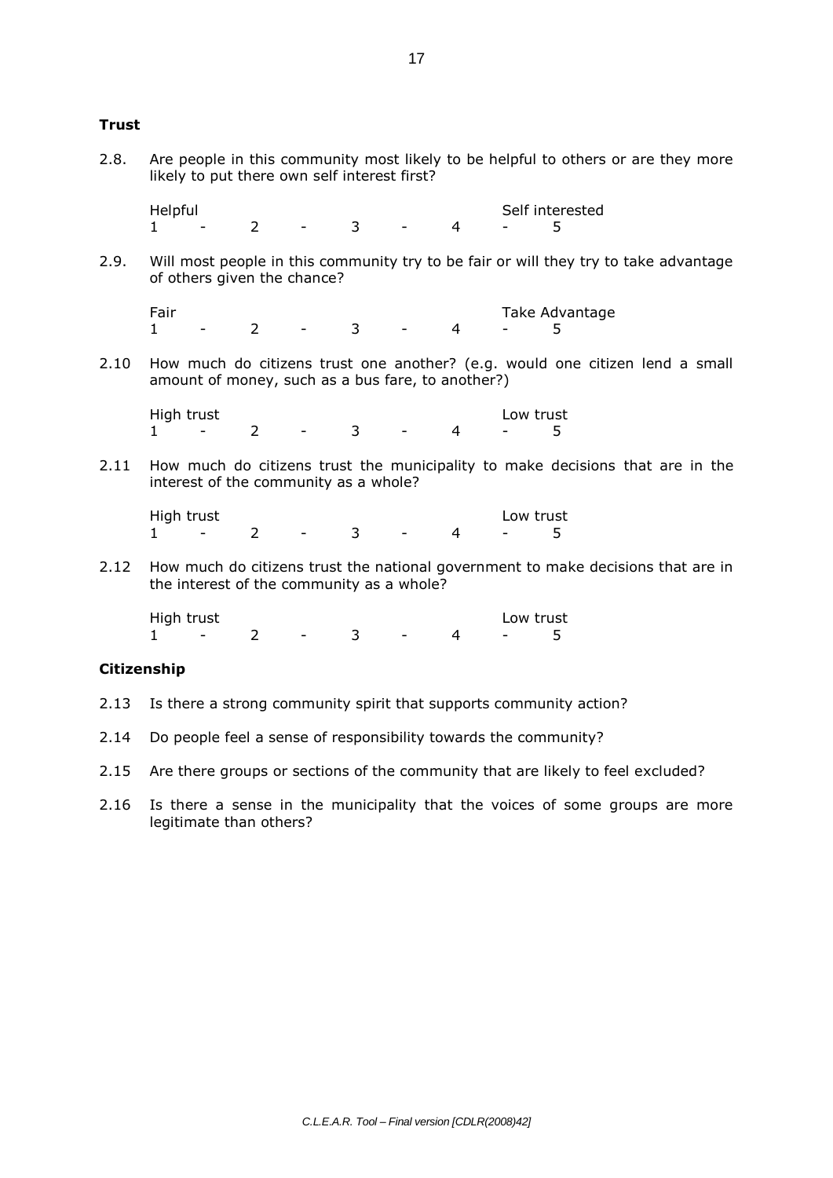**Trust**

2.8. Are people in this community most likely to be helpful to others or are they more likely to put there own self interest first?

Helpful 1 - 2 - 3 - 4 - 5 Self interested

2.9. Will most people in this community try to be fair or will they try to take advantage of others given the chance?

Fair 1 - 2 - 3 - 4 - 5 Take Advantage

2.10 How much do citizens trust one another? (e.g. would one citizen lend a small amount of money, such as a bus fare, to another?)

High trust 1 - 2 - 3 - 4 - 5 Low trust

2.11 How much do citizens trust the municipality to make decisions that are in the interest of the community as a whole?

High trust 1 - 2 - 3 - 4 - 5 Low trust

2.12 How much do citizens trust the national government to make decisions that are in the interest of the community as a whole?

High trust 1 - 2 - 3 - 4 - 5 Low trust

**Citizenship**

2.13 Is there a strong community spirit that supports community action?

2.14 Do people feel a sense of responsibility towards the community?

2.15 Are there groups or sections of the community that are likely to feel excluded?

2.16 Is there a sense in the municipality that the voices of some groups are more legitimate than others?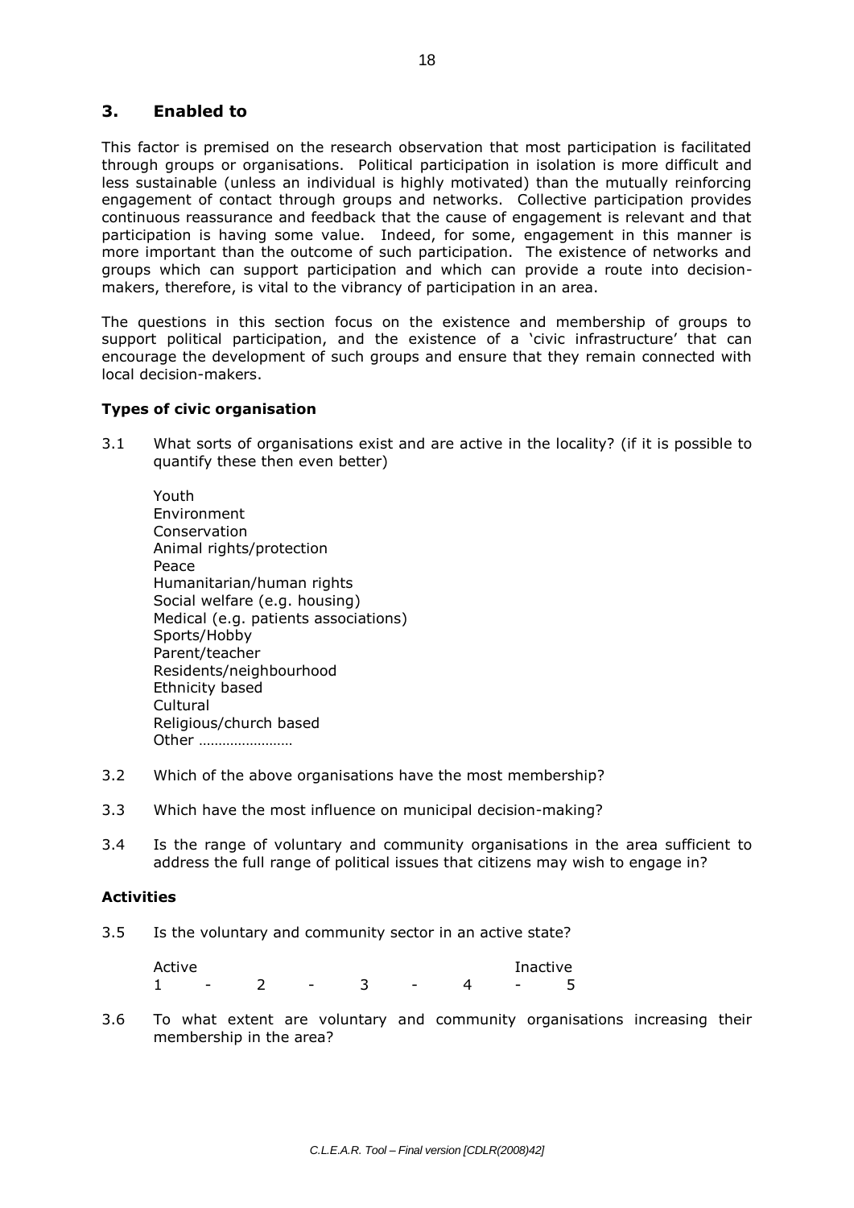## 3. Enabled to

This factor is premised on the research observation that most participation is facilitated through groups or organisations. Political participation in isolation is more difficult and less sustainable (unless an individual is highly motivated) than the mutually reinforcing engagement of contact through groups and networks. Collective participation provides continuous reassurance and feedback that the cause of engagement is relevant and that participation is having some value. Indeed, for some, engagement in this manner is more important than the outcome of such participation. The existence of networks and groups which can support participation and which can provide a route into decision-makers, therefore, is vital to the vibrancy of participation in an area.

The questions in this section focus on the existence and membership of groups to support political participation, and the existence of a 'civic infrastructure' that can encourage the development of such groups and ensure that they remain connected with local decision-makers.

**Types of civic organisation**

3.1 What sorts of organisations exist and are active in the locality? (if it is possible to quantify these then even better)

Youth
Environment
Conservation
Animal rights/protection
Peace
Humanitarian/human rights
Social welfare (e.g. housing)
Medical (e.g. patients associations)
Sports/Hobby
Parent/teacher
Residents/neighbourhood
Ethnicity based
Cultural
Religious/church based
Other ……………………

3.2 Which of the above organisations have the most membership?

3.3 Which have the most influence on municipal decision-making?

3.4 Is the range of voluntary and community organisations in the area sufficient to address the full range of political issues that citizens may wish to engage in?

**Activities**

3.5 Is the voluntary and community sector in an active state?

Active                                                    Inactive
1 - 2 - 3 - 4 - 5

3.6 To what extent are voluntary and community organisations increasing their membership in the area?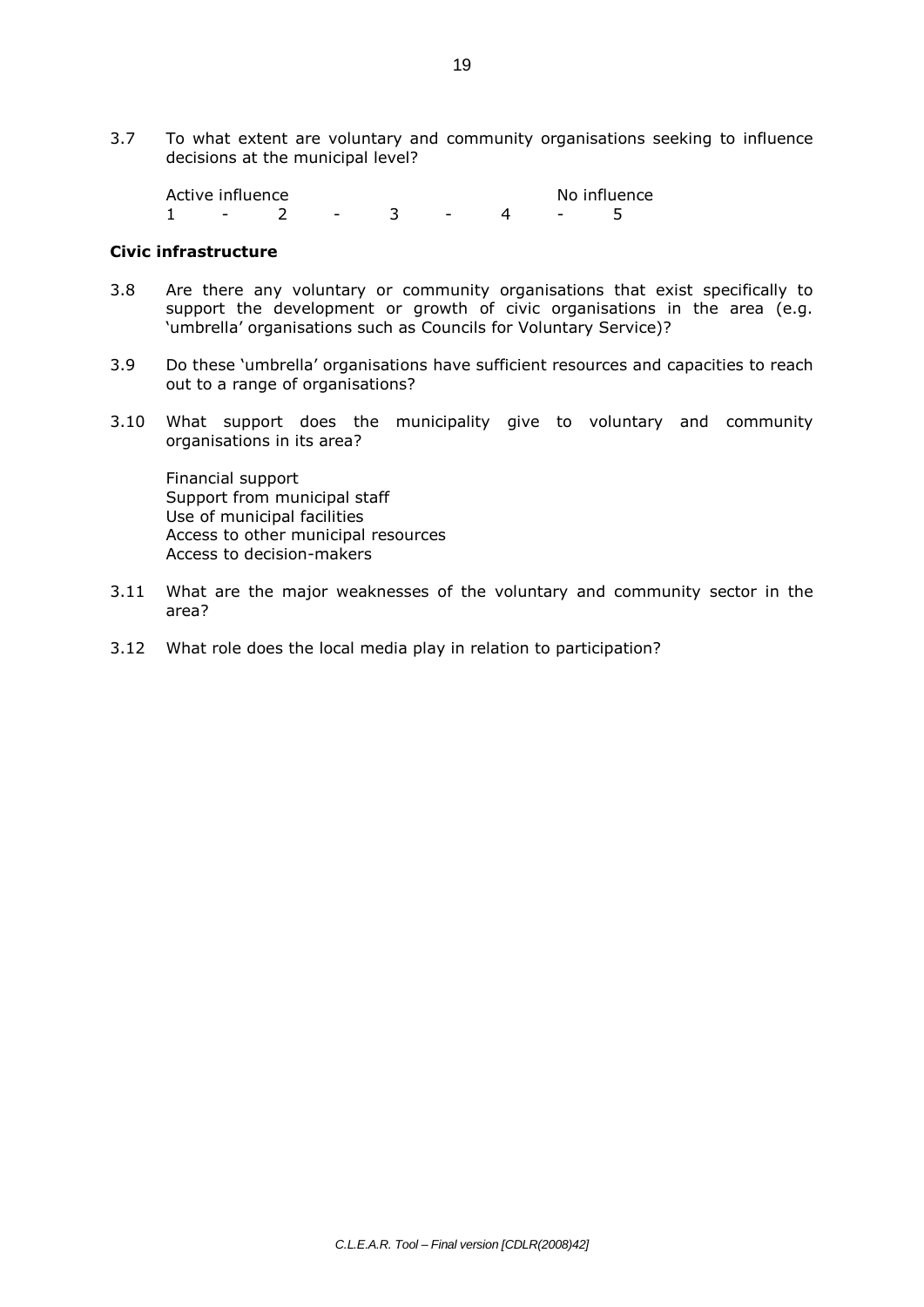3.7 To what extent are voluntary and community organisations seeking to influence decisions at the municipal level?

Active influence No influence
1 - 2 - 3 - 4 - 5

**Civic infrastructure**

3.8 Are there any voluntary or community organisations that exist specifically to support the development or growth of civic organisations in the area (e.g. 'umbrella' organisations such as Councils for Voluntary Service)?

3.9 Do these 'umbrella' organisations have sufficient resources and capacities to reach out to a range of organisations?

3.10 What support does the municipality give to voluntary and community organisations in its area?

Financial support
Support from municipal staff
Use of municipal facilities
Access to other municipal resources
Access to decision-makers

3.11 What are the major weaknesses of the voluntary and community sector in the area?

3.12 What role does the local media play in relation to participation?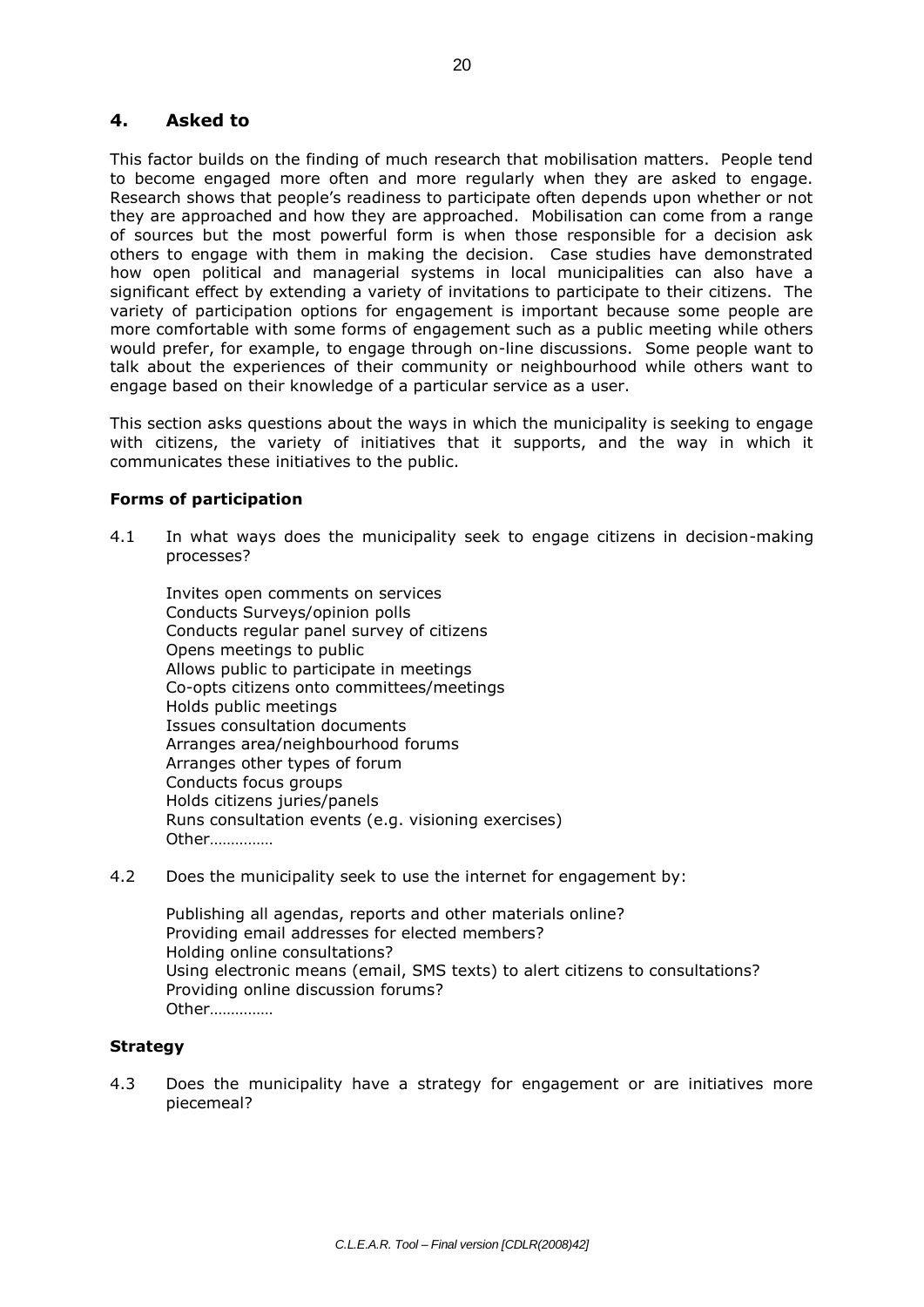## 4. Asked to

This factor builds on the finding of much research that mobilisation matters. People tend to become engaged more often and more regularly when they are asked to engage. Research shows that people's readiness to participate often depends upon whether or not they are approached and how they are approached. Mobilisation can come from a range of sources but the most powerful form is when those responsible for a decision ask others to engage with them in making the decision. Case studies have demonstrated how open political and managerial systems in local municipalities can also have a significant effect by extending a variety of invitations to participate to their citizens. The variety of participation options for engagement is important because some people are more comfortable with some forms of engagement such as a public meeting while others would prefer, for example, to engage through on-line discussions. Some people want to talk about the experiences of their community or neighbourhood while others want to engage based on their knowledge of a particular service as a user.

This section asks questions about the ways in which the municipality is seeking to engage with citizens, the variety of initiatives that it supports, and the way in which it communicates these initiatives to the public.

### Forms of participation

4.1 In what ways does the municipality seek to engage citizens in decision-making processes?

Invites open comments on services
Conducts Surveys/opinion polls
Conducts regular panel survey of citizens
Opens meetings to public
Allows public to participate in meetings
Co-opts citizens onto committees/meetings
Holds public meetings
Issues consultation documents
Arranges area/neighbourhood forums
Arranges other types of forum
Conducts focus groups
Holds citizens juries/panels
Runs consultation events (e.g. visioning exercises)
Other……………

4.2 Does the municipality seek to use the internet for engagement by:

Publishing all agendas, reports and other materials online?
Providing email addresses for elected members?
Holding online consultations?
Using electronic means (email, SMS texts) to alert citizens to consultations?
Providing online discussion forums?
Other……………

### Strategy

4.3 Does the municipality have a strategy for engagement or are initiatives more piecemeal?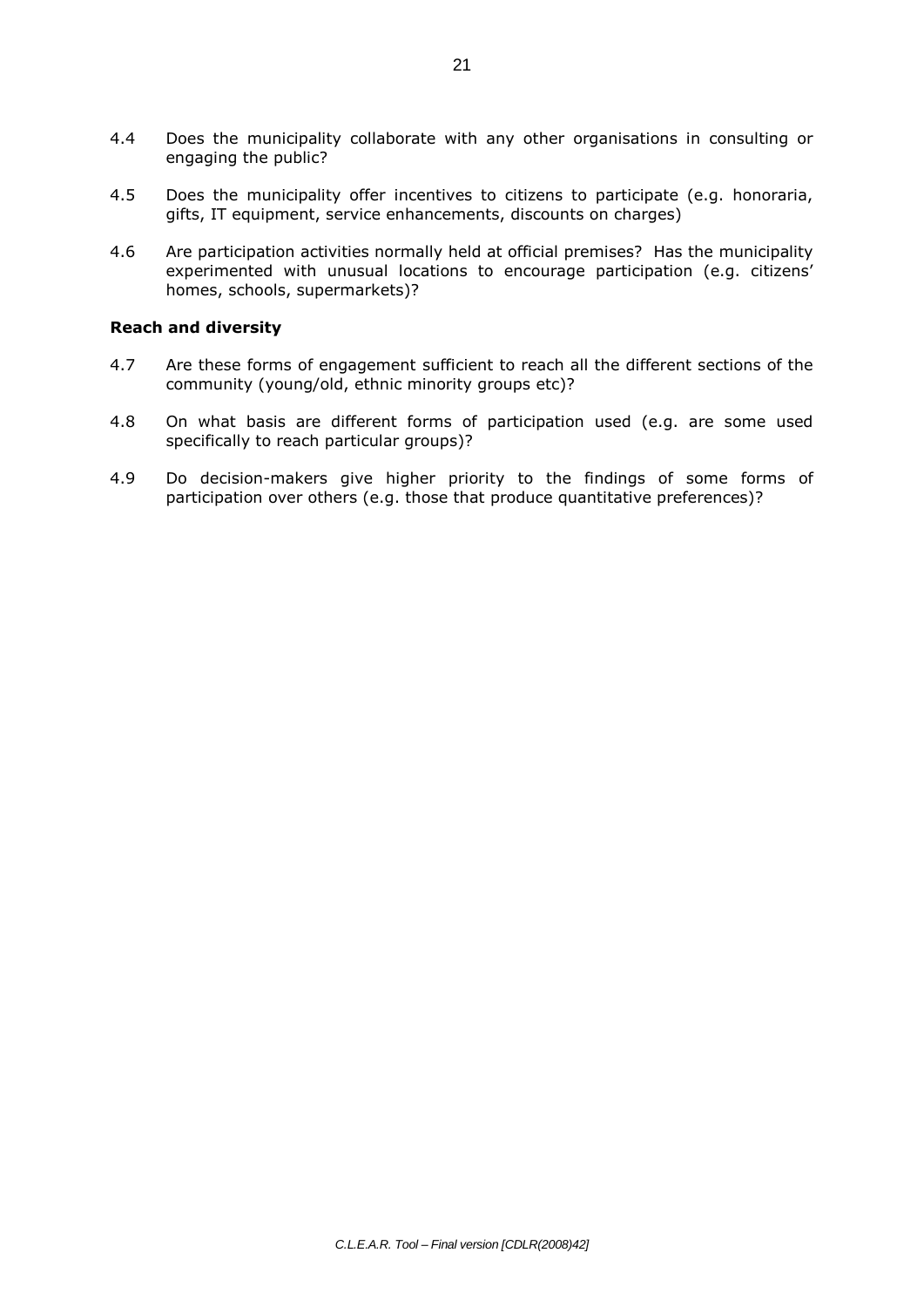4.4 Does the municipality collaborate with any other organisations in consulting or engaging the public?

4.5 Does the municipality offer incentives to citizens to participate (e.g. honoraria, gifts, IT equipment, service enhancements, discounts on charges)

4.6 Are participation activities normally held at official premises? Has the municipality experimented with unusual locations to encourage participation (e.g. citizens' homes, schools, supermarkets)?

**Reach and diversity**

4.7 Are these forms of engagement sufficient to reach all the different sections of the community (young/old, ethnic minority groups etc)?

4.8 On what basis are different forms of participation used (e.g. are some used specifically to reach particular groups)?

4.9 Do decision-makers give higher priority to the findings of some forms of participation over others (e.g. those that produce quantitative preferences)?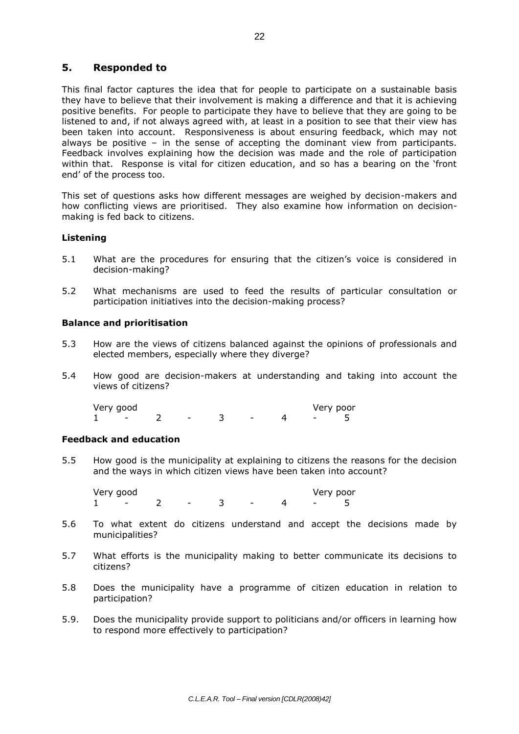## 5. Responded to

This final factor captures the idea that for people to participate on a sustainable basis they have to believe that their involvement is making a difference and that it is achieving positive benefits. For people to participate they have to believe that they are going to be listened to and, if not always agreed with, at least in a position to see that their view has been taken into account. Responsiveness is about ensuring feedback, which may not always be positive – in the sense of accepting the dominant view from participants. Feedback involves explaining how the decision was made and the role of participation within that. Response is vital for citizen education, and so has a bearing on the 'front end' of the process too.

This set of questions asks how different messages are weighed by decision-makers and how conflicting views are prioritised. They also examine how information on decision-making is fed back to citizens.

### Listening

5.1 What are the procedures for ensuring that the citizen's voice is considered in decision-making?

5.2 What mechanisms are used to feed the results of particular consultation or participation initiatives into the decision-making process?

### Balance and prioritisation

5.3 How are the views of citizens balanced against the opinions of professionals and elected members, especially where they diverge?

5.4 How good are decision-makers at understanding and taking into account the views of citizens?

Very good &nbsp;&nbsp;&nbsp;&nbsp;&nbsp;&nbsp;&nbsp;&nbsp;&nbsp;&nbsp;&nbsp;&nbsp;&nbsp;&nbsp;&nbsp;&nbsp;&nbsp;&nbsp;&nbsp;&nbsp; Very poor
1 - 2 - 3 - 4 - 5

### Feedback and education

5.5 How good is the municipality at explaining to citizens the reasons for the decision and the ways in which citizen views have been taken into account?

Very good &nbsp;&nbsp;&nbsp;&nbsp;&nbsp;&nbsp;&nbsp;&nbsp;&nbsp;&nbsp;&nbsp;&nbsp;&nbsp;&nbsp;&nbsp;&nbsp;&nbsp;&nbsp;&nbsp;&nbsp; Very poor
1 - 2 - 3 - 4 - 5

5.6 To what extent do citizens understand and accept the decisions made by municipalities?

5.7 What efforts is the municipality making to better communicate its decisions to citizens?

5.8 Does the municipality have a programme of citizen education in relation to participation?

5.9. Does the municipality provide support to politicians and/or officers in learning how to respond more effectively to participation?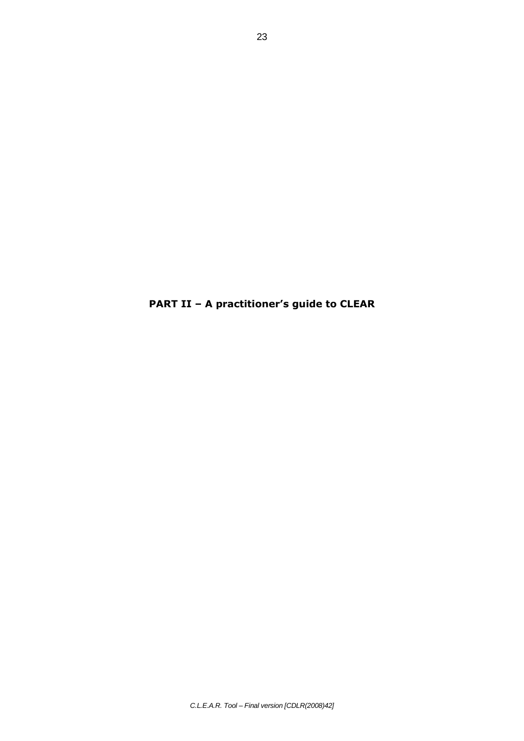# PART II – A practitioner's guide to CLEAR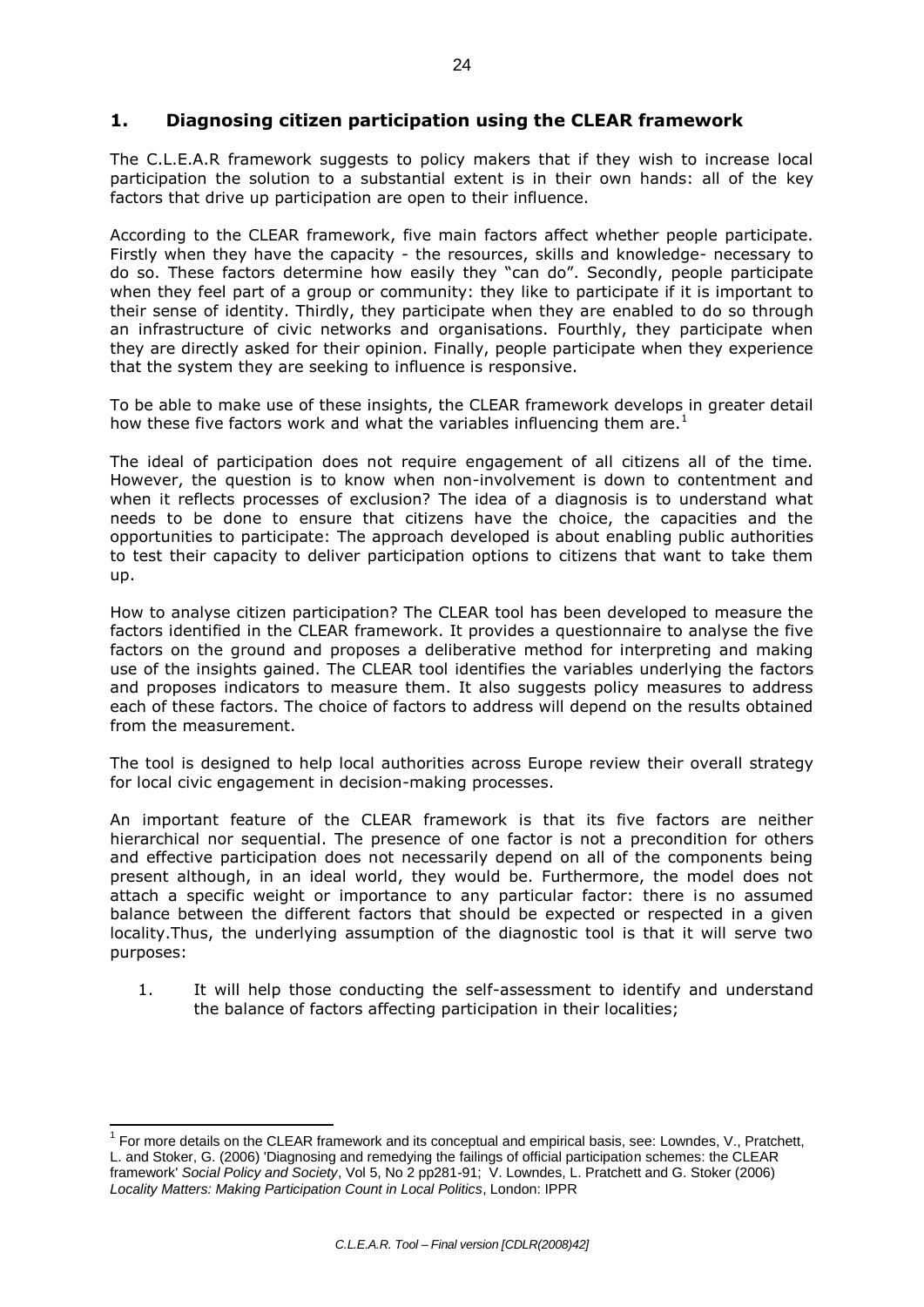## 1. Diagnosing citizen participation using the CLEAR framework

The C.L.E.A.R framework suggests to policy makers that if they wish to increase local participation the solution to a substantial extent is in their own hands: all of the key factors that drive up participation are open to their influence.

According to the CLEAR framework, five main factors affect whether people participate. Firstly when they have the capacity - the resources, skills and knowledge- necessary to do so. These factors determine how easily they "can do". Secondly, people participate when they feel part of a group or community: they like to participate if it is important to their sense of identity. Thirdly, they participate when they are enabled to do so through an infrastructure of civic networks and organisations. Fourthly, they participate when they are directly asked for their opinion. Finally, people participate when they experience that the system they are seeking to influence is responsive.

To be able to make use of these insights, the CLEAR framework develops in greater detail how these five factors work and what the variables influencing them are.[1]

The ideal of participation does not require engagement of all citizens all of the time. However, the question is to know when non-involvement is down to contentment and when it reflects processes of exclusion? The idea of a diagnosis is to understand what needs to be done to ensure that citizens have the choice, the capacities and the opportunities to participate: The approach developed is about enabling public authorities to test their capacity to deliver participation options to citizens that want to take them up.

How to analyse citizen participation? The CLEAR tool has been developed to measure the factors identified in the CLEAR framework. It provides a questionnaire to analyse the five factors on the ground and proposes a deliberative method for interpreting and making use of the insights gained. The CLEAR tool identifies the variables underlying the factors and proposes indicators to measure them. It also suggests policy measures to address each of these factors. The choice of factors to address will depend on the results obtained from the measurement.

The tool is designed to help local authorities across Europe review their overall strategy for local civic engagement in decision-making processes.

An important feature of the CLEAR framework is that its five factors are neither hierarchical nor sequential. The presence of one factor is not a precondition for others and effective participation does not necessarily depend on all of the components being present although, in an ideal world, they would be. Furthermore, the model does not attach a specific weight or importance to any particular factor: there is no assumed balance between the different factors that should be expected or respected in a given locality.Thus, the underlying assumption of the diagnostic tool is that it will serve two purposes:

1. It will help those conducting the self-assessment to identify and understand the balance of factors affecting participation in their localities;

---

[1] For more details on the CLEAR framework and its conceptual and empirical basis, see: Lowndes, V., Pratchett, L. and Stoker, G. (2006) 'Diagnosing and remedying the failings of official participation schemes: the CLEAR framework' *Social Policy and Society*, Vol 5, No 2 pp281-91; V. Lowndes, L. Pratchett and G. Stoker (2006) *Locality Matters: Making Participation Count in Local Politics*, London: IPPR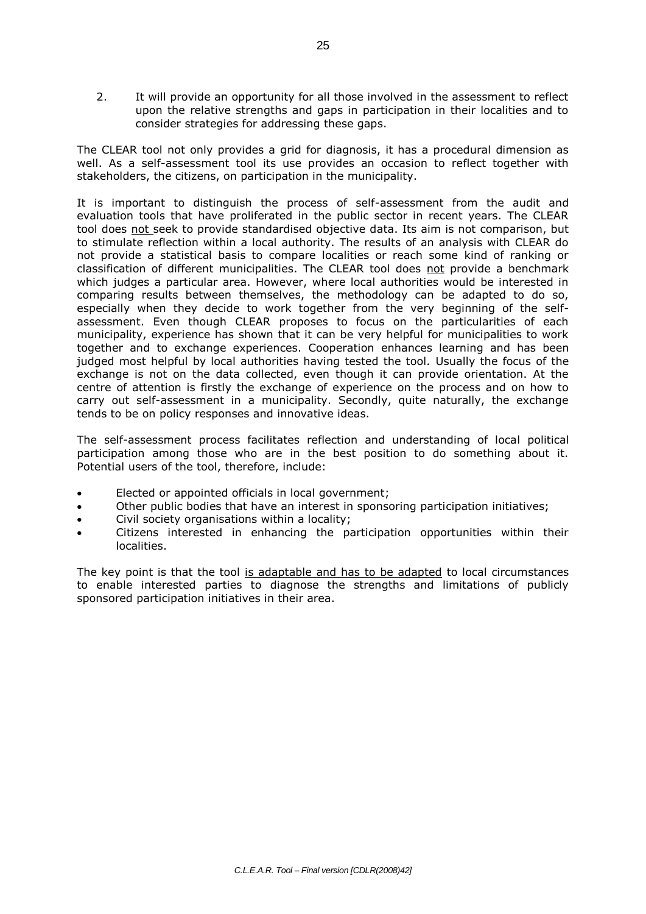2. It will provide an opportunity for all those involved in the assessment to reflect upon the relative strengths and gaps in participation in their localities and to consider strategies for addressing these gaps.

The CLEAR tool not only provides a grid for diagnosis, it has a procedural dimension as well. As a self-assessment tool its use provides an occasion to reflect together with stakeholders, the citizens, on participation in the municipality.

It is important to distinguish the process of self-assessment from the audit and evaluation tools that have proliferated in the public sector in recent years. The CLEAR tool does <u>not</u> seek to provide standardised objective data. Its aim is not comparison, but to stimulate reflection within a local authority. The results of an analysis with CLEAR do not provide a statistical basis to compare localities or reach some kind of ranking or classification of different municipalities. The CLEAR tool does <u>not</u> provide a benchmark which judges a particular area. However, where local authorities would be interested in comparing results between themselves, the methodology can be adapted to do so, especially when they decide to work together from the very beginning of the self-assessment. Even though CLEAR proposes to focus on the particularities of each municipality, experience has shown that it can be very helpful for municipalities to work together and to exchange experiences. Cooperation enhances learning and has been judged most helpful by local authorities having tested the tool. Usually the focus of the exchange is not on the data collected, even though it can provide orientation. At the centre of attention is firstly the exchange of experience on the process and on how to carry out self-assessment in a municipality. Secondly, quite naturally, the exchange tends to be on policy responses and innovative ideas.

The self-assessment process facilitates reflection and understanding of local political participation among those who are in the best position to do something about it. Potential users of the tool, therefore, include:

- Elected or appointed officials in local government;
- Other public bodies that have an interest in sponsoring participation initiatives;
- Civil society organisations within a locality;
- Citizens interested in enhancing the participation opportunities within their localities.

The key point is that the tool <u>is adaptable and has to be adapted</u> to local circumstances to enable interested parties to diagnose the strengths and limitations of publicly sponsored participation initiatives in their area.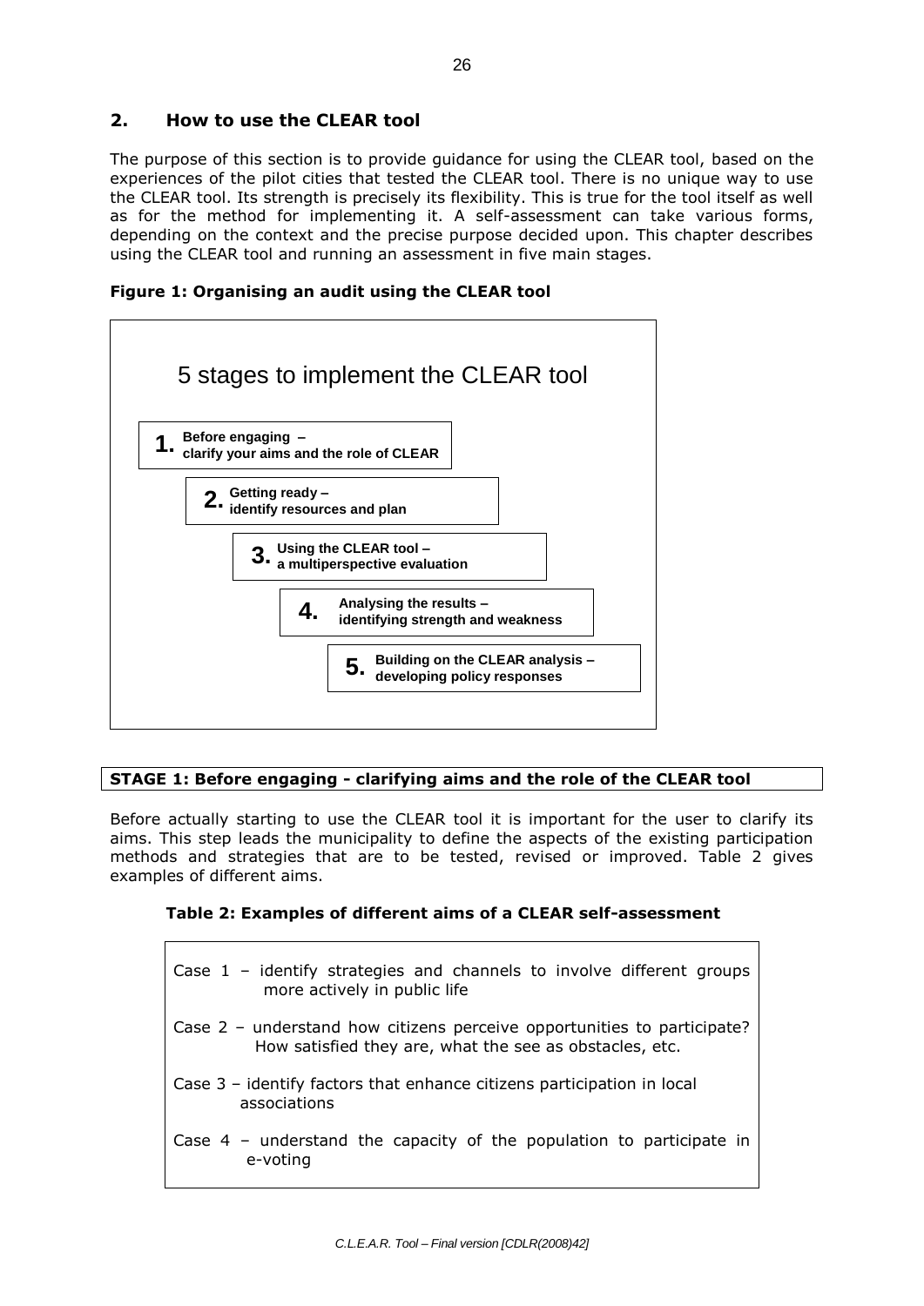## 2. How to use the CLEAR tool

The purpose of this section is to provide guidance for using the CLEAR tool, based on the experiences of the pilot cities that tested the CLEAR tool. There is no unique way to use the CLEAR tool. Its strength is precisely its flexibility. This is true for the tool itself as well as for the method for implementing it. A self-assessment can take various forms, depending on the context and the precise purpose decided upon. This chapter describes using the CLEAR tool and running an assessment in five main stages.

**Figure 1: Organising an audit using the CLEAR tool**

5 stages to implement the CLEAR tool

1. **Before engaging – clarify your aims and the role of CLEAR**
2. **Getting ready – identify resources and plan**
3. **Using the CLEAR tool – a multiperspective evaluation**
4. **Analysing the results – identifying strength and weakness**
5. **Building on the CLEAR analysis – developing policy responses**

### STAGE 1: Before engaging - clarifying aims and the role of the CLEAR tool

Before actually starting to use the CLEAR tool it is important for the user to clarify its aims. This step leads the municipality to define the aspects of the existing participation methods and strategies that are to be tested, revised or improved. Table 2 gives examples of different aims.

**Table 2: Examples of different aims of a CLEAR self-assessment**

Case 1 – identify strategies and channels to involve different groups more actively in public life

Case 2 – understand how citizens perceive opportunities to participate? How satisfied they are, what the see as obstacles, etc.

Case 3 – identify factors that enhance citizens participation in local associations

Case 4 – understand the capacity of the population to participate in e-voting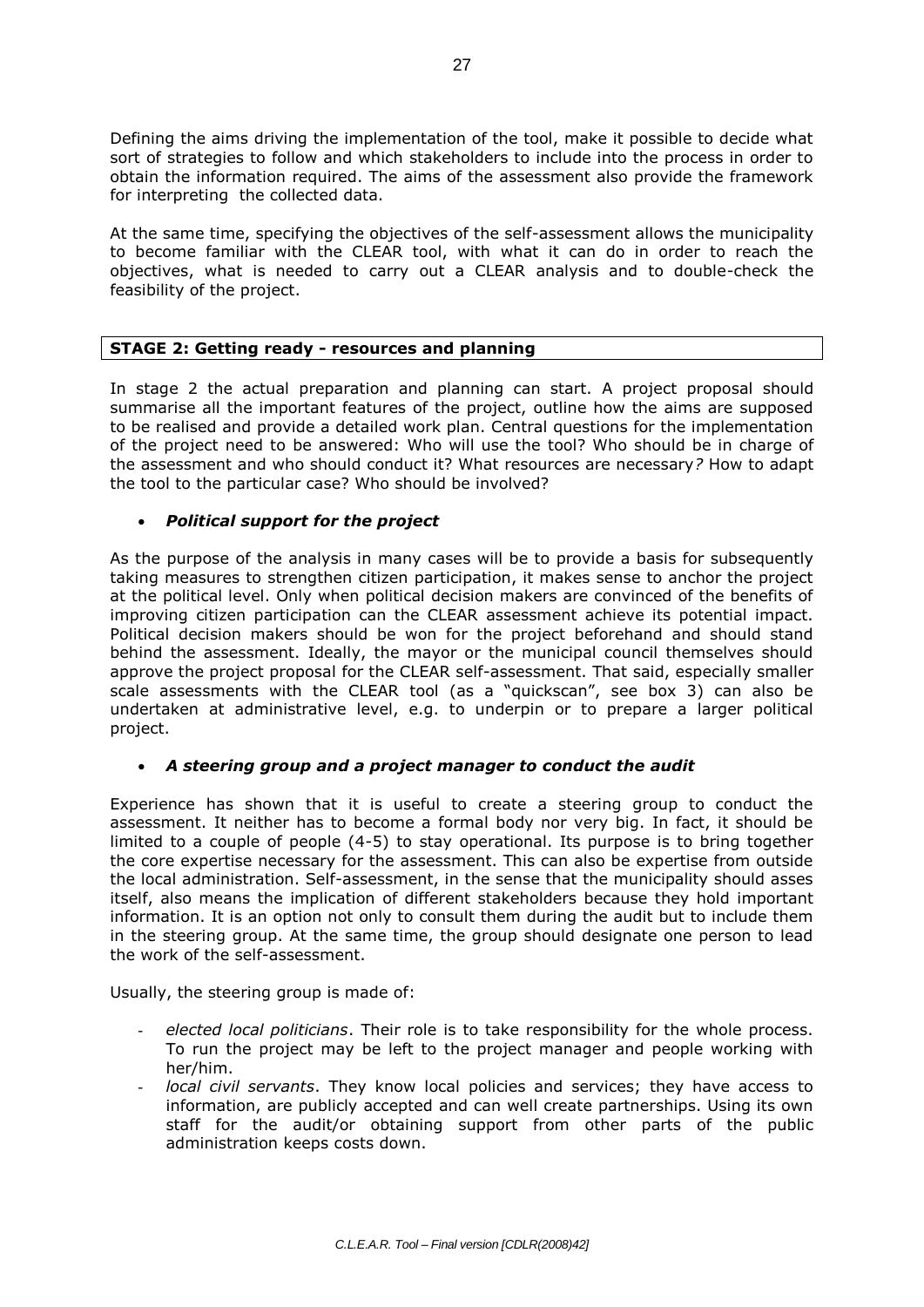Defining the aims driving the implementation of the tool, make it possible to decide what sort of strategies to follow and which stakeholders to include into the process in order to obtain the information required. The aims of the assessment also provide the framework for interpreting the collected data.

At the same time, specifying the objectives of the self-assessment allows the municipality to become familiar with the CLEAR tool, with what it can do in order to reach the objectives, what is needed to carry out a CLEAR analysis and to double-check the feasibility of the project.

**STAGE 2: Getting ready - resources and planning**

In stage 2 the actual preparation and planning can start. A project proposal should summarise all the important features of the project, outline how the aims are supposed to be realised and provide a detailed work plan. Central questions for the implementation of the project need to be answered: Who will use the tool? Who should be in charge of the assessment and who should conduct it? What resources are necessary? How to adapt the tool to the particular case? Who should be involved?

- ***Political support for the project***

As the purpose of the analysis in many cases will be to provide a basis for subsequently taking measures to strengthen citizen participation, it makes sense to anchor the project at the political level. Only when political decision makers are convinced of the benefits of improving citizen participation can the CLEAR assessment achieve its potential impact. Political decision makers should be won for the project beforehand and should stand behind the assessment. Ideally, the mayor or the municipal council themselves should approve the project proposal for the CLEAR self-assessment. That said, especially smaller scale assessments with the CLEAR tool (as a "quickscan", see box 3) can also be undertaken at administrative level, e.g. to underpin or to prepare a larger political project.

- ***A steering group and a project manager to conduct the audit***

Experience has shown that it is useful to create a steering group to conduct the assessment. It neither has to become a formal body nor very big. In fact, it should be limited to a couple of people (4-5) to stay operational. Its purpose is to bring together the core expertise necessary for the assessment. This can also be expertise from outside the local administration. Self-assessment, in the sense that the municipality should asses itself, also means the implication of different stakeholders because they hold important information. It is an option not only to consult them during the audit but to include them in the steering group. At the same time, the group should designate one person to lead the work of the self-assessment.

Usually, the steering group is made of:

- *elected local politicians*. Their role is to take responsibility for the whole process. To run the project may be left to the project manager and people working with her/him.
- *local civil servants*. They know local policies and services; they have access to information, are publicly accepted and can well create partnerships. Using its own staff for the audit/or obtaining support from other parts of the public administration keeps costs down.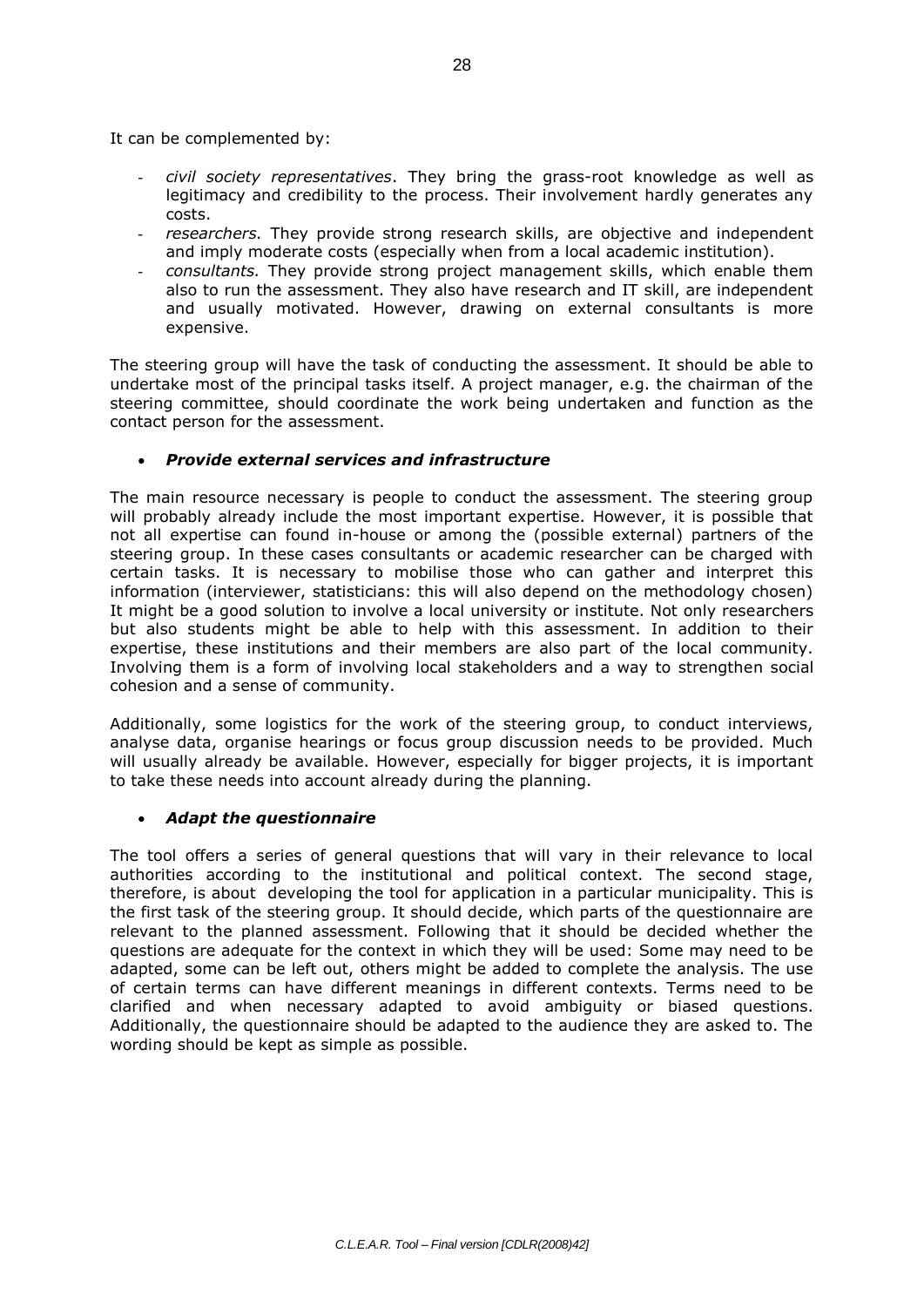It can be complemented by:

- *civil society representatives*. They bring the grass-root knowledge as well as legitimacy and credibility to the process. Their involvement hardly generates any costs.
- *researchers.* They provide strong research skills, are objective and independent and imply moderate costs (especially when from a local academic institution).
- *consultants.* They provide strong project management skills, which enable them also to run the assessment. They also have research and IT skill, are independent and usually motivated. However, drawing on external consultants is more expensive.

The steering group will have the task of conducting the assessment. It should be able to undertake most of the principal tasks itself. A project manager, e.g. the chairman of the steering committee, should coordinate the work being undertaken and function as the contact person for the assessment.

- ***Provide external services and infrastructure***

The main resource necessary is people to conduct the assessment. The steering group will probably already include the most important expertise. However, it is possible that not all expertise can found in-house or among the (possible external) partners of the steering group. In these cases consultants or academic researcher can be charged with certain tasks. It is necessary to mobilise those who can gather and interpret this information (interviewer, statisticians: this will also depend on the methodology chosen) It might be a good solution to involve a local university or institute. Not only researchers but also students might be able to help with this assessment. In addition to their expertise, these institutions and their members are also part of the local community. Involving them is a form of involving local stakeholders and a way to strengthen social cohesion and a sense of community.

Additionally, some logistics for the work of the steering group, to conduct interviews, analyse data, organise hearings or focus group discussion needs to be provided. Much will usually already be available. However, especially for bigger projects, it is important to take these needs into account already during the planning.

- ***Adapt the questionnaire***

The tool offers a series of general questions that will vary in their relevance to local authorities according to the institutional and political context. The second stage, therefore, is about developing the tool for application in a particular municipality. This is the first task of the steering group. It should decide, which parts of the questionnaire are relevant to the planned assessment. Following that it should be decided whether the questions are adequate for the context in which they will be used: Some may need to be adapted, some can be left out, others might be added to complete the analysis. The use of certain terms can have different meanings in different contexts. Terms need to be clarified and when necessary adapted to avoid ambiguity or biased questions. Additionally, the questionnaire should be adapted to the audience they are asked to. The wording should be kept as simple as possible.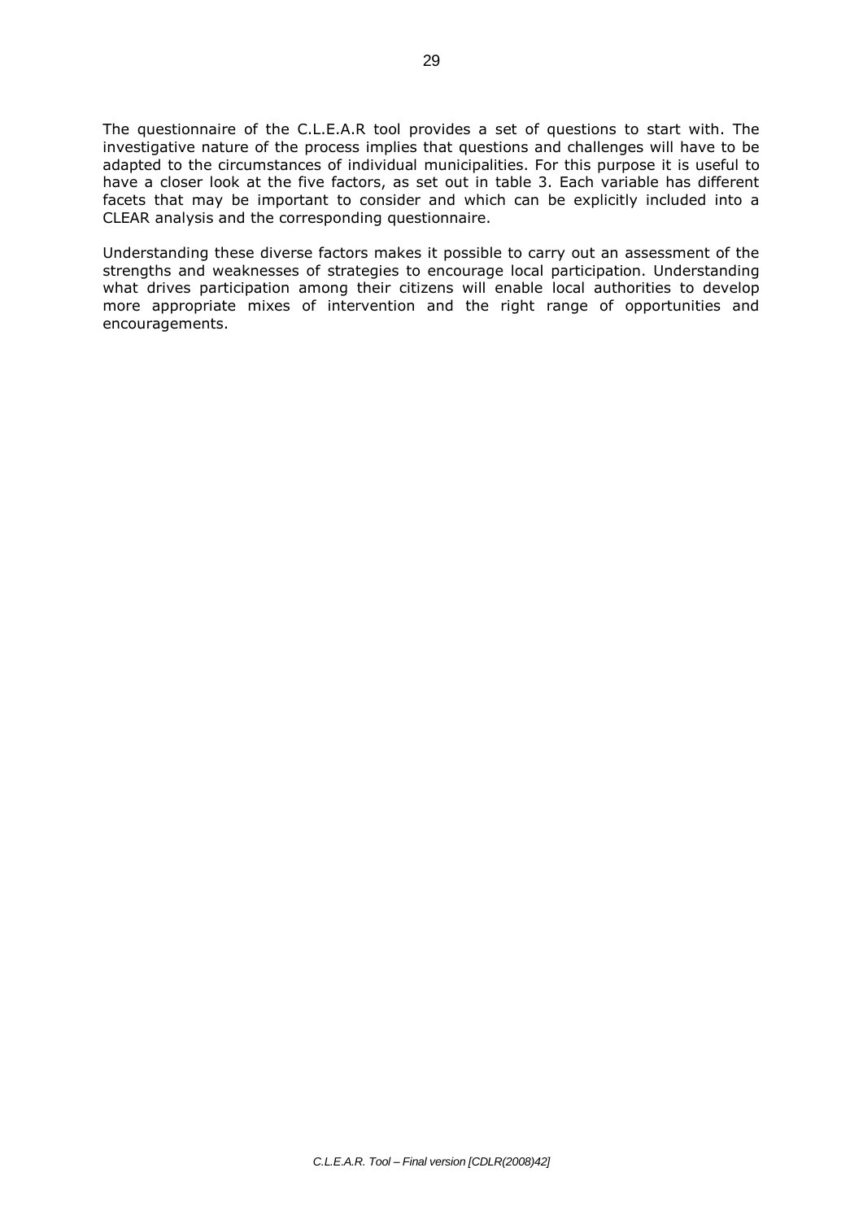The questionnaire of the C.L.E.A.R tool provides a set of questions to start with. The investigative nature of the process implies that questions and challenges will have to be adapted to the circumstances of individual municipalities. For this purpose it is useful to have a closer look at the five factors, as set out in table 3. Each variable has different facets that may be important to consider and which can be explicitly included into a CLEAR analysis and the corresponding questionnaire.

Understanding these diverse factors makes it possible to carry out an assessment of the strengths and weaknesses of strategies to encourage local participation. Understanding what drives participation among their citizens will enable local authorities to develop more appropriate mixes of intervention and the right range of opportunities and encouragements.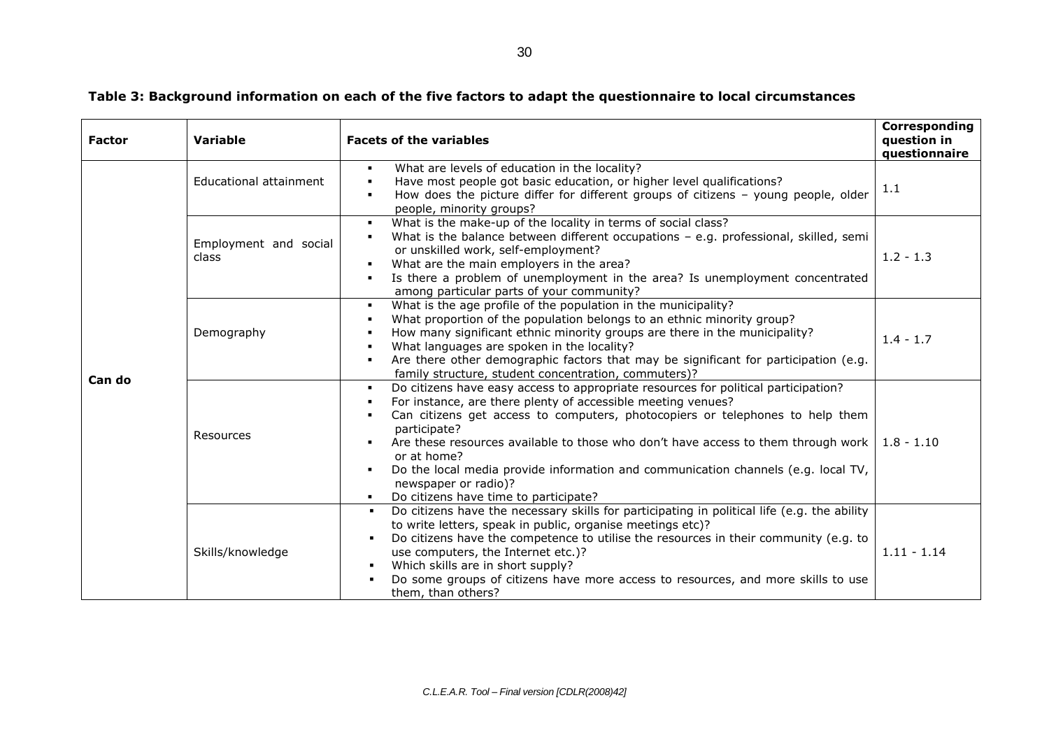**Table 3: Background information on each of the five factors to adapt the questionnaire to local circumstances**

| Factor | Variable | Facets of the variables | Corresponding question in questionnaire |
|---|---|---|---|
| Can do | Educational attainment | ▪ What are levels of education in the locality?<br>▪ Have most people got basic education, or higher level qualifications?<br>▪ How does the picture differ for different groups of citizens – young people, older people, minority groups? | 1.1 |
| | Employment and social class | ▪ What is the make-up of the locality in terms of social class?<br>▪ What is the balance between different occupations – e.g. professional, skilled, semi or unskilled work, self-employment?<br>▪ What are the main employers in the area?<br>▪ Is there a problem of unemployment in the area? Is unemployment concentrated among particular parts of your community? | 1.2 - 1.3 |
| | Demography | ▪ What is the age profile of the population in the municipality?<br>▪ What proportion of the population belongs to an ethnic minority group?<br>▪ How many significant ethnic minority groups are there in the municipality?<br>▪ What languages are spoken in the locality?<br>▪ Are there other demographic factors that may be significant for participation (e.g. family structure, student concentration, commuters)? | 1.4 - 1.7 |
| | Resources | ▪ Do citizens have easy access to appropriate resources for political participation?<br>▪ For instance, are there plenty of accessible meeting venues?<br>▪ Can citizens get access to computers, photocopiers or telephones to help them participate?<br>▪ Are these resources available to those who don't have access to them through work or at home?<br>▪ Do the local media provide information and communication channels (e.g. local TV, newspaper or radio)?<br>▪ Do citizens have time to participate? | 1.8 - 1.10 |
| | Skills/knowledge | ▪ Do citizens have the necessary skills for participating in political life (e.g. the ability to write letters, speak in public, organise meetings etc)?<br>▪ Do citizens have the competence to utilise the resources in their community (e.g. to use computers, the Internet etc.)?<br>▪ Which skills are in short supply?<br>▪ Do some groups of citizens have more access to resources, and more skills to use them, than others? | 1.11 - 1.14 |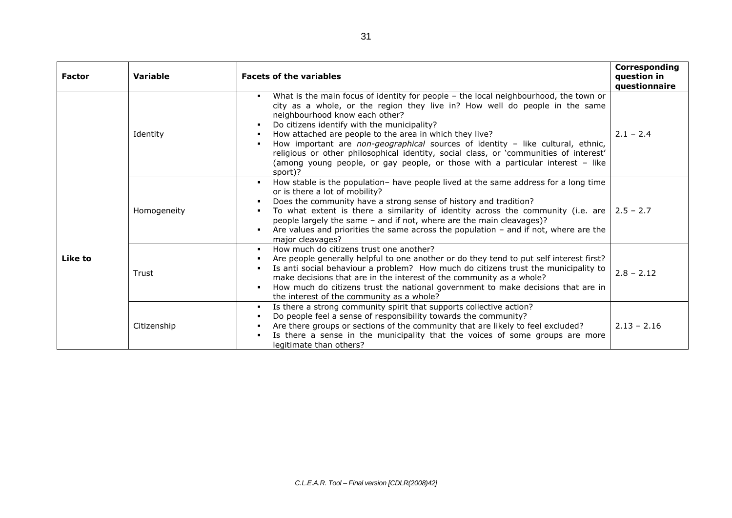| Factor | Variable | Facets of the variables | Corresponding question in questionnaire |
|---|---|---|---|
| Like to | Identity | ▪ What is the main focus of identity for people – the local neighbourhood, the town or city as a whole, or the region they live in? How well do people in the same neighbourhood know each other?<br>▪ Do citizens identify with the municipality?<br>▪ How attached are people to the area in which they live?<br>▪ How important are *non-geographical* sources of identity – like cultural, ethnic, religious or other philosophical identity, social class, or 'communities of interest' (among young people, or gay people, or those with a particular interest – like sport)? | 2.1 – 2.4 |
| | Homogeneity | ▪ How stable is the population– have people lived at the same address for a long time or is there a lot of mobility?<br>▪ Does the community have a strong sense of history and tradition?<br>▪ To what extent is there a similarity of identity across the community (i.e. are people largely the same – and if not, where are the main cleavages)?<br>▪ Are values and priorities the same across the population – and if not, where are the major cleavages? | 2.5 – 2.7 |
| | Trust | ▪ How much do citizens trust one another?<br>▪ Are people generally helpful to one another or do they tend to put self interest first?<br>▪ Is anti social behaviour a problem? How much do citizens trust the municipality to make decisions that are in the interest of the community as a whole?<br>▪ How much do citizens trust the national government to make decisions that are in the interest of the community as a whole? | 2.8 – 2.12 |
| | Citizenship | ▪ Is there a strong community spirit that supports collective action?<br>▪ Do people feel a sense of responsibility towards the community?<br>▪ Are there groups or sections of the community that are likely to feel excluded?<br>▪ Is there a sense in the municipality that the voices of some groups are more legitimate than others? | 2.13 – 2.16 |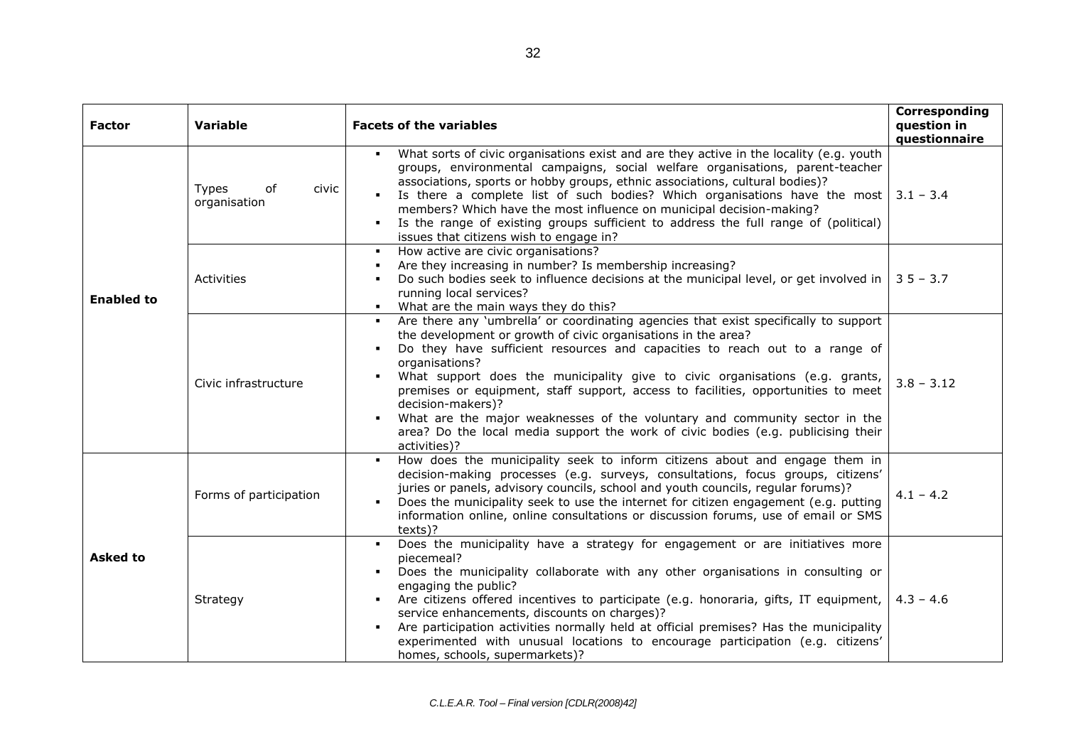| Factor | Variable | Facets of the variables | Corresponding question in questionnaire |
|---|---|---|---|
| Enabled to | Types of civic organisation | ▪ What sorts of civic organisations exist and are they active in the locality (e.g. youth groups, environmental campaigns, social welfare organisations, parent-teacher associations, sports or hobby groups, ethnic associations, cultural bodies)?<br>▪ Is there a complete list of such bodies? Which organisations have the most members? Which have the most influence on municipal decision-making?<br>▪ Is the range of existing groups sufficient to address the full range of (political) issues that citizens wish to engage in? | 3.1 – 3.4 |
| | Activities | ▪ How active are civic organisations?<br>▪ Are they increasing in number? Is membership increasing?<br>▪ Do such bodies seek to influence decisions at the municipal level, or get involved in running local services?<br>▪ What are the main ways they do this? | 3 5 – 3.7 |
| | Civic infrastructure | ▪ Are there any 'umbrella' or coordinating agencies that exist specifically to support the development or growth of civic organisations in the area?<br>▪ Do they have sufficient resources and capacities to reach out to a range of organisations?<br>▪ What support does the municipality give to civic organisations (e.g. grants, premises or equipment, staff support, access to facilities, opportunities to meet decision-makers)?<br>▪ What are the major weaknesses of the voluntary and community sector in the area? Do the local media support the work of civic bodies (e.g. publicising their activities)? | 3.8 – 3.12 |
| Asked to | Forms of participation | ▪ How does the municipality seek to inform citizens about and engage them in decision-making processes (e.g. surveys, consultations, focus groups, citizens' juries or panels, advisory councils, school and youth councils, regular forums)?<br>▪ Does the municipality seek to use the internet for citizen engagement (e.g. putting information online, online consultations or discussion forums, use of email or SMS texts)? | 4.1 – 4.2 |
| | Strategy | ▪ Does the municipality have a strategy for engagement or are initiatives more piecemeal?<br>▪ Does the municipality collaborate with any other organisations in consulting or engaging the public?<br>▪ Are citizens offered incentives to participate (e.g. honoraria, gifts, IT equipment, service enhancements, discounts on charges)?<br>▪ Are participation activities normally held at official premises? Has the municipality experimented with unusual locations to encourage participation (e.g. citizens' homes, schools, supermarkets)? | 4.3 – 4.6 |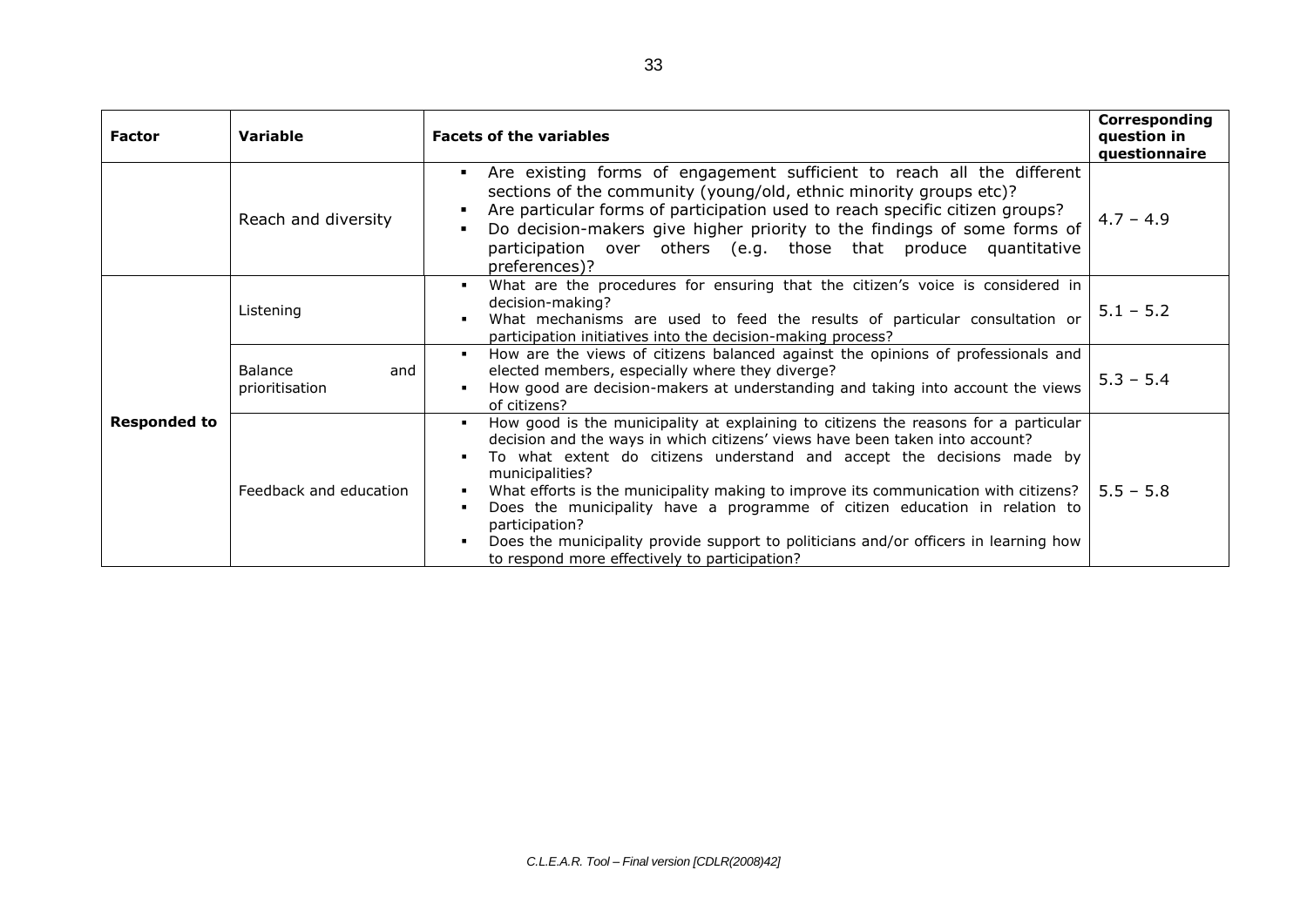| **Factor** | **Variable** | **Facets of the variables** | **Corresponding question in questionnaire** |
|---|---|---|---|
| | Reach and diversity | ▪ Are existing forms of engagement sufficient to reach all the different sections of the community (young/old, ethnic minority groups etc)? <br> ▪ Are particular forms of participation used to reach specific citizen groups? <br> ▪ Do decision-makers give higher priority to the findings of some forms of participation over others (e.g. those that produce quantitative preferences)? | 4.7 – 4.9 |
| **Responded to** | Listening | ▪ What are the procedures for ensuring that the citizen's voice is considered in decision-making? <br> ▪ What mechanisms are used to feed the results of particular consultation or participation initiatives into the decision-making process? | 5.1 – 5.2 |
| | Balance and prioritisation | ▪ How are the views of citizens balanced against the opinions of professionals and elected members, especially where they diverge? <br> ▪ How good are decision-makers at understanding and taking into account the views of citizens? | 5.3 – 5.4 |
| | Feedback and education | ▪ How good is the municipality at explaining to citizens the reasons for a particular decision and the ways in which citizens' views have been taken into account? <br> ▪ To what extent do citizens understand and accept the decisions made by municipalities? <br> ▪ What efforts is the municipality making to improve its communication with citizens? <br> ▪ Does the municipality have a programme of citizen education in relation to participation? <br> ▪ Does the municipality provide support to politicians and/or officers in learning how to respond more effectively to participation? | 5.5 – 5.8 |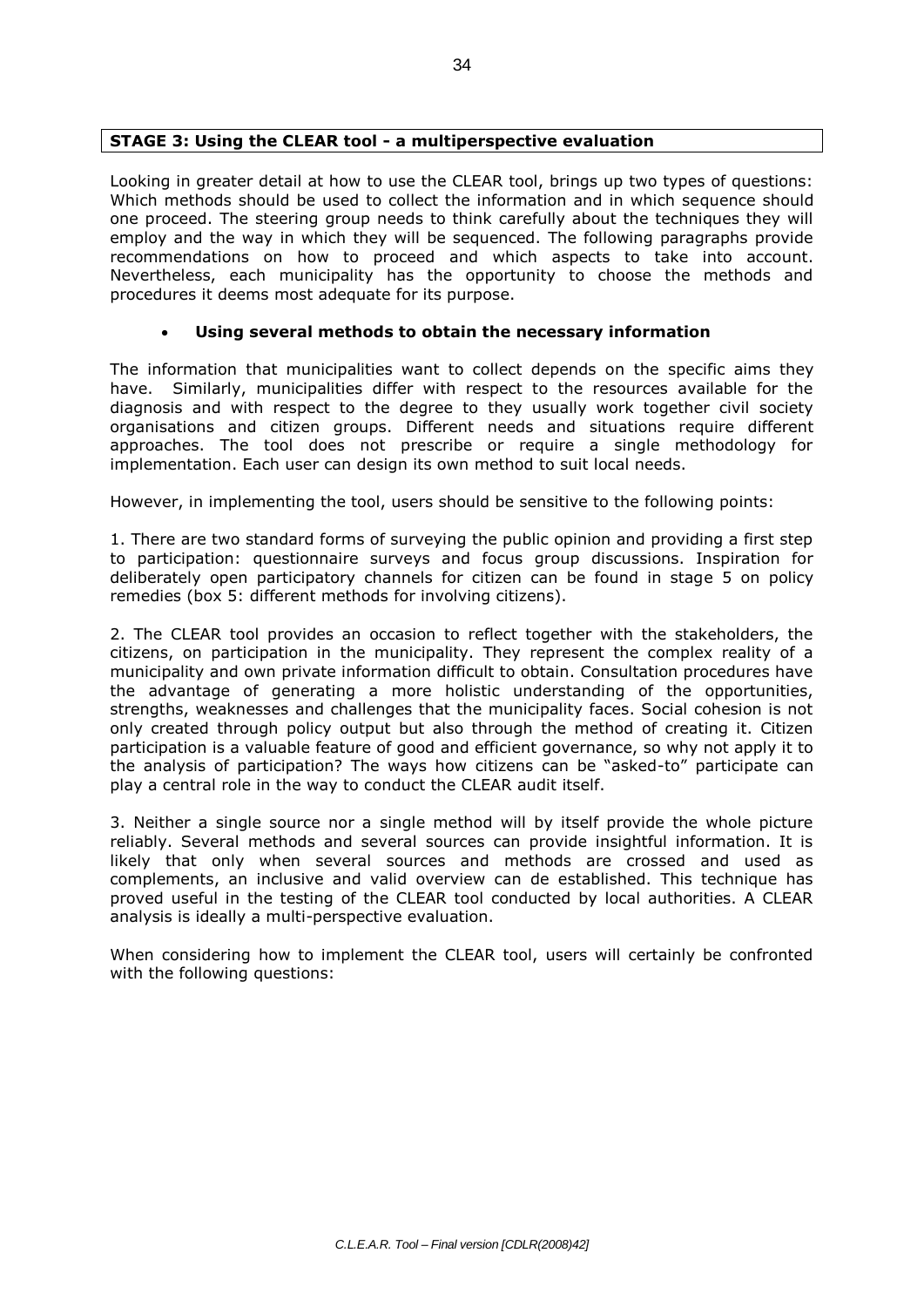## STAGE 3: Using the CLEAR tool - a multiperspective evaluation

Looking in greater detail at how to use the CLEAR tool, brings up two types of questions: Which methods should be used to collect the information and in which sequence should one proceed. The steering group needs to think carefully about the techniques they will employ and the way in which they will be sequenced. The following paragraphs provide recommendations on how to proceed and which aspects to take into account. Nevertheless, each municipality has the opportunity to choose the methods and procedures it deems most adequate for its purpose.

- **Using several methods to obtain the necessary information**

The information that municipalities want to collect depends on the specific aims they have. Similarly, municipalities differ with respect to the resources available for the diagnosis and with respect to the degree to they usually work together civil society organisations and citizen groups. Different needs and situations require different approaches. The tool does not prescribe or require a single methodology for implementation. Each user can design its own method to suit local needs.

However, in implementing the tool, users should be sensitive to the following points:

1. There are two standard forms of surveying the public opinion and providing a first step to participation: questionnaire surveys and focus group discussions. Inspiration for deliberately open participatory channels for citizen can be found in stage 5 on policy remedies (box 5: different methods for involving citizens).

2. The CLEAR tool provides an occasion to reflect together with the stakeholders, the citizens, on participation in the municipality. They represent the complex reality of a municipality and own private information difficult to obtain. Consultation procedures have the advantage of generating a more holistic understanding of the opportunities, strengths, weaknesses and challenges that the municipality faces. Social cohesion is not only created through policy output but also through the method of creating it. Citizen participation is a valuable feature of good and efficient governance, so why not apply it to the analysis of participation? The ways how citizens can be "asked-to" participate can play a central role in the way to conduct the CLEAR audit itself.

3. Neither a single source nor a single method will by itself provide the whole picture reliably. Several methods and several sources can provide insightful information. It is likely that only when several sources and methods are crossed and used as complements, an inclusive and valid overview can de established. This technique has proved useful in the testing of the CLEAR tool conducted by local authorities. A CLEAR analysis is ideally a multi-perspective evaluation.

When considering how to implement the CLEAR tool, users will certainly be confronted with the following questions: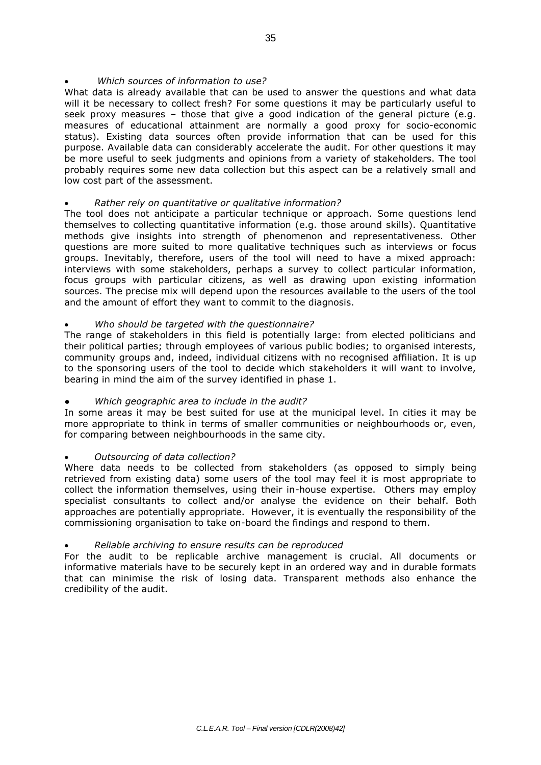- *Which sources of information to use?*

What data is already available that can be used to answer the questions and what data will it be necessary to collect fresh? For some questions it may be particularly useful to seek proxy measures – those that give a good indication of the general picture (e.g. measures of educational attainment are normally a good proxy for socio-economic status). Existing data sources often provide information that can be used for this purpose. Available data can considerably accelerate the audit. For other questions it may be more useful to seek judgments and opinions from a variety of stakeholders. The tool probably requires some new data collection but this aspect can be a relatively small and low cost part of the assessment.

- *Rather rely on quantitative or qualitative information?*

The tool does not anticipate a particular technique or approach. Some questions lend themselves to collecting quantitative information (e.g. those around skills). Quantitative methods give insights into strength of phenomenon and representativeness. Other questions are more suited to more qualitative techniques such as interviews or focus groups. Inevitably, therefore, users of the tool will need to have a mixed approach: interviews with some stakeholders, perhaps a survey to collect particular information, focus groups with particular citizens, as well as drawing upon existing information sources. The precise mix will depend upon the resources available to the users of the tool and the amount of effort they want to commit to the diagnosis.

- *Who should be targeted with the questionnaire?*

The range of stakeholders in this field is potentially large: from elected politicians and their political parties; through employees of various public bodies; to organised interests, community groups and, indeed, individual citizens with no recognised affiliation. It is up to the sponsoring users of the tool to decide which stakeholders it will want to involve, bearing in mind the aim of the survey identified in phase 1.

- *Which geographic area to include in the audit?*

In some areas it may be best suited for use at the municipal level. In cities it may be more appropriate to think in terms of smaller communities or neighbourhoods or, even, for comparing between neighbourhoods in the same city.

- *Outsourcing of data collection?*

Where data needs to be collected from stakeholders (as opposed to simply being retrieved from existing data) some users of the tool may feel it is most appropriate to collect the information themselves, using their in-house expertise. Others may employ specialist consultants to collect and/or analyse the evidence on their behalf. Both approaches are potentially appropriate. However, it is eventually the responsibility of the commissioning organisation to take on-board the findings and respond to them.

- *Reliable archiving to ensure results can be reproduced*

For the audit to be replicable archive management is crucial. All documents or informative materials have to be securely kept in an ordered way and in durable formats that can minimise the risk of losing data. Transparent methods also enhance the credibility of the audit.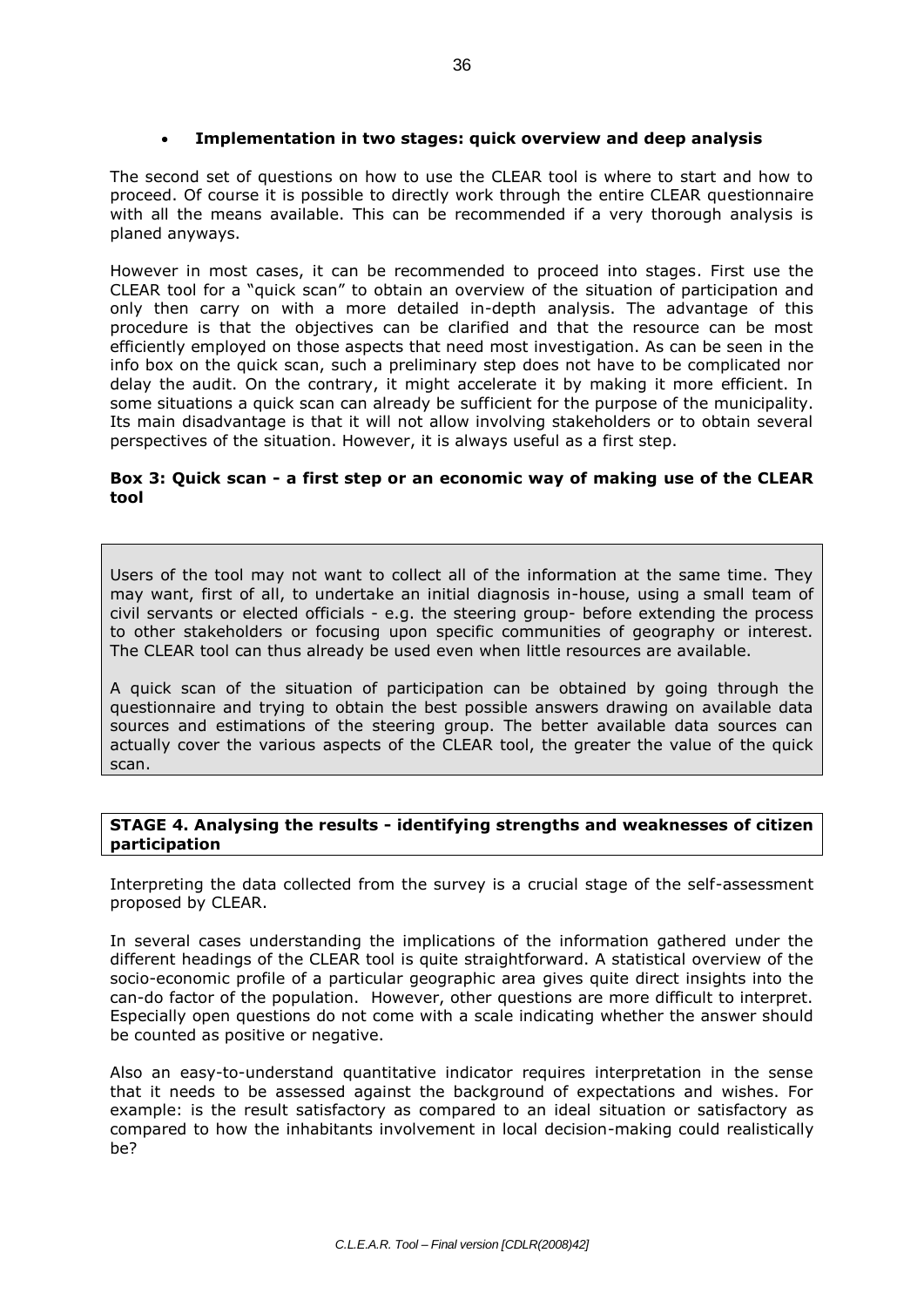- **Implementation in two stages: quick overview and deep analysis**

The second set of questions on how to use the CLEAR tool is where to start and how to proceed. Of course it is possible to directly work through the entire CLEAR questionnaire with all the means available. This can be recommended if a very thorough analysis is planed anyways.

However in most cases, it can be recommended to proceed into stages. First use the CLEAR tool for a "quick scan" to obtain an overview of the situation of participation and only then carry on with a more detailed in-depth analysis. The advantage of this procedure is that the objectives can be clarified and that the resource can be most efficiently employed on those aspects that need most investigation. As can be seen in the info box on the quick scan, such a preliminary step does not have to be complicated nor delay the audit. On the contrary, it might accelerate it by making it more efficient. In some situations a quick scan can already be sufficient for the purpose of the municipality. Its main disadvantage is that it will not allow involving stakeholders or to obtain several perspectives of the situation. However, it is always useful as a first step.

**Box 3: Quick scan - a first step or an economic way of making use of the CLEAR tool**

Users of the tool may not want to collect all of the information at the same time. They may want, first of all, to undertake an initial diagnosis in-house, using a small team of civil servants or elected officials - e.g. the steering group- before extending the process to other stakeholders or focusing upon specific communities of geography or interest. The CLEAR tool can thus already be used even when little resources are available.

A quick scan of the situation of participation can be obtained by going through the questionnaire and trying to obtain the best possible answers drawing on available data sources and estimations of the steering group. The better available data sources can actually cover the various aspects of the CLEAR tool, the greater the value of the quick scan.

**STAGE 4. Analysing the results - identifying strengths and weaknesses of citizen participation**

Interpreting the data collected from the survey is a crucial stage of the self-assessment proposed by CLEAR.

In several cases understanding the implications of the information gathered under the different headings of the CLEAR tool is quite straightforward. A statistical overview of the socio-economic profile of a particular geographic area gives quite direct insights into the can-do factor of the population. However, other questions are more difficult to interpret. Especially open questions do not come with a scale indicating whether the answer should be counted as positive or negative.

Also an easy-to-understand quantitative indicator requires interpretation in the sense that it needs to be assessed against the background of expectations and wishes. For example: is the result satisfactory as compared to an ideal situation or satisfactory as compared to how the inhabitants involvement in local decision-making could realistically be?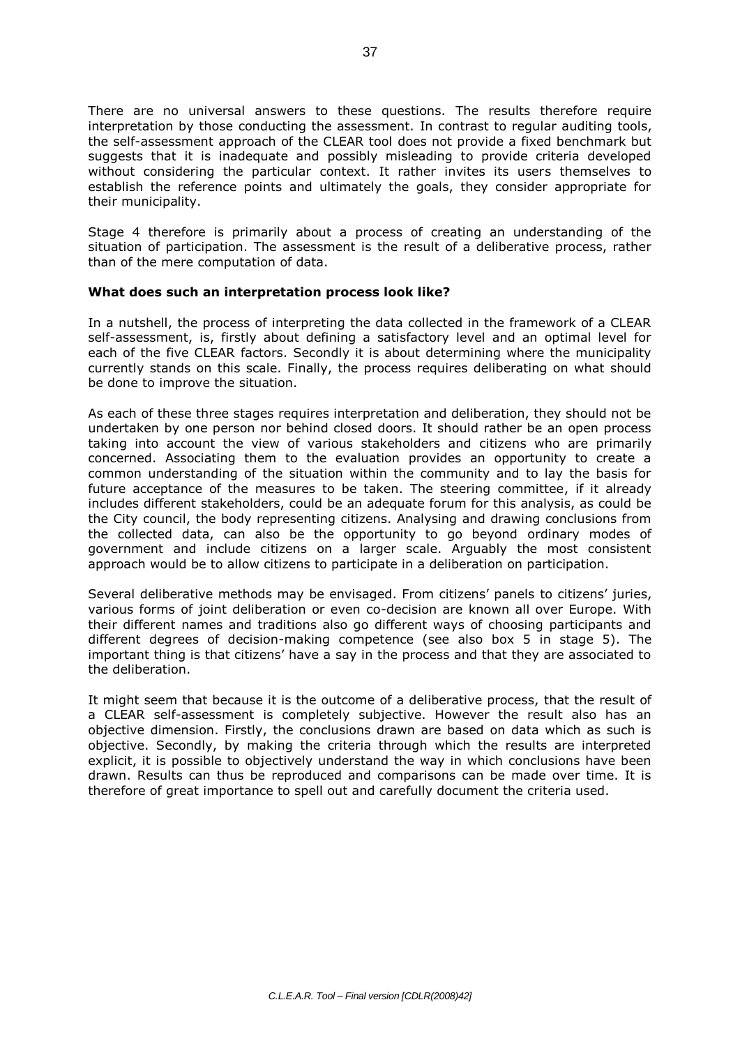There are no universal answers to these questions. The results therefore require interpretation by those conducting the assessment. In contrast to regular auditing tools, the self-assessment approach of the CLEAR tool does not provide a fixed benchmark but suggests that it is inadequate and possibly misleading to provide criteria developed without considering the particular context. It rather invites its users themselves to establish the reference points and ultimately the goals, they consider appropriate for their municipality.

Stage 4 therefore is primarily about a process of creating an understanding of the situation of participation. The assessment is the result of a deliberative process, rather than of the mere computation of data.

**What does such an interpretation process look like?**

In a nutshell, the process of interpreting the data collected in the framework of a CLEAR self-assessment, is, firstly about defining a satisfactory level and an optimal level for each of the five CLEAR factors. Secondly it is about determining where the municipality currently stands on this scale. Finally, the process requires deliberating on what should be done to improve the situation.

As each of these three stages requires interpretation and deliberation, they should not be undertaken by one person nor behind closed doors. It should rather be an open process taking into account the view of various stakeholders and citizens who are primarily concerned. Associating them to the evaluation provides an opportunity to create a common understanding of the situation within the community and to lay the basis for future acceptance of the measures to be taken. The steering committee, if it already includes different stakeholders, could be an adequate forum for this analysis, as could be the City council, the body representing citizens. Analysing and drawing conclusions from the collected data, can also be the opportunity to go beyond ordinary modes of government and include citizens on a larger scale. Arguably the most consistent approach would be to allow citizens to participate in a deliberation on participation.

Several deliberative methods may be envisaged. From citizens' panels to citizens' juries, various forms of joint deliberation or even co-decision are known all over Europe. With their different names and traditions also go different ways of choosing participants and different degrees of decision-making competence (see also box 5 in stage 5). The important thing is that citizens' have a say in the process and that they are associated to the deliberation.

It might seem that because it is the outcome of a deliberative process, that the result of a CLEAR self-assessment is completely subjective. However the result also has an objective dimension. Firstly, the conclusions drawn are based on data which as such is objective. Secondly, by making the criteria through which the results are interpreted explicit, it is possible to objectively understand the way in which conclusions have been drawn. Results can thus be reproduced and comparisons can be made over time. It is therefore of great importance to spell out and carefully document the criteria used.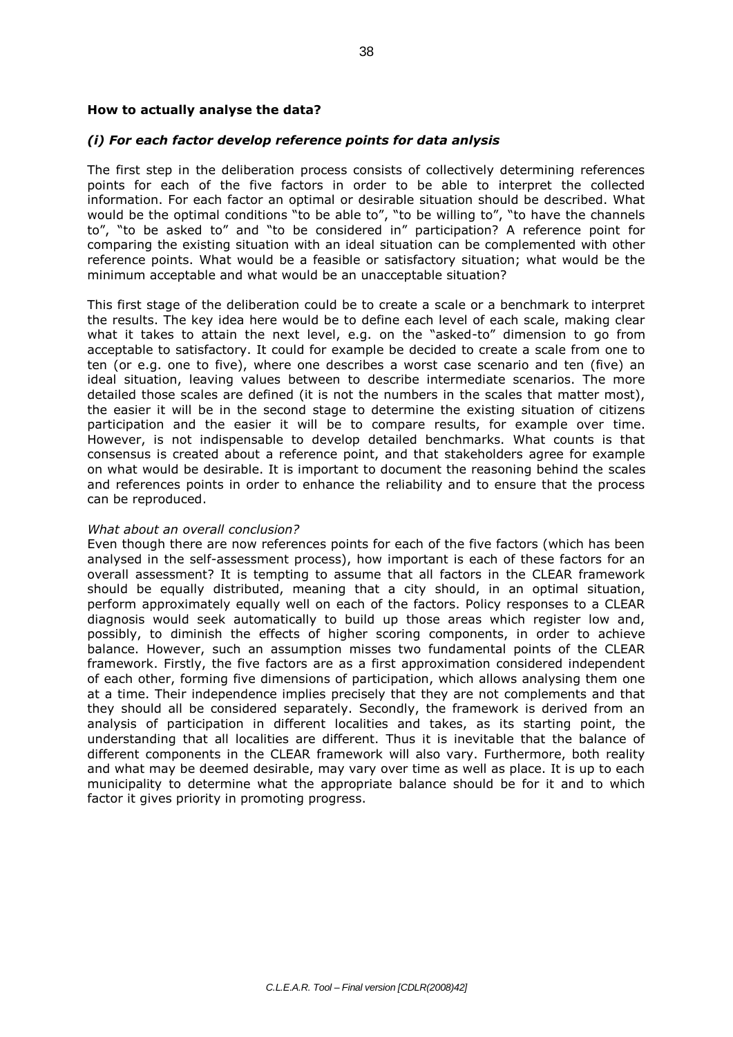**How to actually analyse the data?**

***(i) For each factor develop reference points for data anlysis***

The first step in the deliberation process consists of collectively determining references points for each of the five factors in order to be able to interpret the collected information. For each factor an optimal or desirable situation should be described. What would be the optimal conditions "to be able to", "to be willing to", "to have the channels to", "to be asked to" and "to be considered in" participation? A reference point for comparing the existing situation with an ideal situation can be complemented with other reference points. What would be a feasible or satisfactory situation; what would be the minimum acceptable and what would be an unacceptable situation?

This first stage of the deliberation could be to create a scale or a benchmark to interpret the results. The key idea here would be to define each level of each scale, making clear what it takes to attain the next level, e.g. on the "asked-to" dimension to go from acceptable to satisfactory. It could for example be decided to create a scale from one to ten (or e.g. one to five), where one describes a worst case scenario and ten (five) an ideal situation, leaving values between to describe intermediate scenarios. The more detailed those scales are defined (it is not the numbers in the scales that matter most), the easier it will be in the second stage to determine the existing situation of citizens participation and the easier it will be to compare results, for example over time. However, is not indispensable to develop detailed benchmarks. What counts is that consensus is created about a reference point, and that stakeholders agree for example on what would be desirable. It is important to document the reasoning behind the scales and references points in order to enhance the reliability and to ensure that the process can be reproduced.

*What about an overall conclusion?*
Even though there are now references points for each of the five factors (which has been analysed in the self-assessment process), how important is each of these factors for an overall assessment? It is tempting to assume that all factors in the CLEAR framework should be equally distributed, meaning that a city should, in an optimal situation, perform approximately equally well on each of the factors. Policy responses to a CLEAR diagnosis would seek automatically to build up those areas which register low and, possibly, to diminish the effects of higher scoring components, in order to achieve balance. However, such an assumption misses two fundamental points of the CLEAR framework. Firstly, the five factors are as a first approximation considered independent of each other, forming five dimensions of participation, which allows analysing them one at a time. Their independence implies precisely that they are not complements and that they should all be considered separately. Secondly, the framework is derived from an analysis of participation in different localities and takes, as its starting point, the understanding that all localities are different. Thus it is inevitable that the balance of different components in the CLEAR framework will also vary. Furthermore, both reality and what may be deemed desirable, may vary over time as well as place. It is up to each municipality to determine what the appropriate balance should be for it and to which factor it gives priority in promoting progress.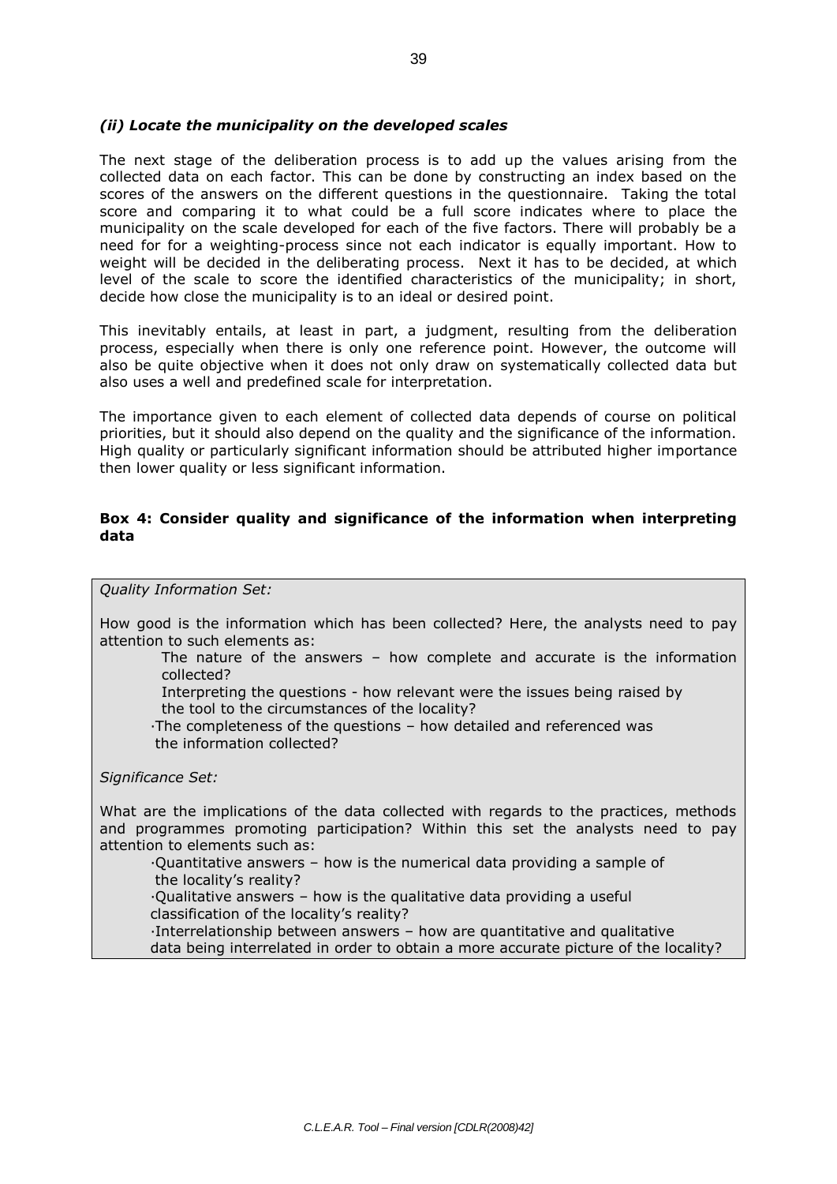### *(ii) Locate the municipality on the developed scales*

The next stage of the deliberation process is to add up the values arising from the collected data on each factor. This can be done by constructing an index based on the scores of the answers on the different questions in the questionnaire. Taking the total score and comparing it to what could be a full score indicates where to place the municipality on the scale developed for each of the five factors. There will probably be a need for for a weighting-process since not each indicator is equally important. How to weight will be decided in the deliberating process. Next it has to be decided, at which level of the scale to score the identified characteristics of the municipality; in short, decide how close the municipality is to an ideal or desired point.

This inevitably entails, at least in part, a judgment, resulting from the deliberation process, especially when there is only one reference point. However, the outcome will also be quite objective when it does not only draw on systematically collected data but also uses a well and predefined scale for interpretation.

The importance given to each element of collected data depends of course on political priorities, but it should also depend on the quality and the significance of the information. High quality or particularly significant information should be attributed higher importance then lower quality or less significant information.

**Box 4: Consider quality and significance of the information when interpreting data**

*Quality Information Set:*

How good is the information which has been collected? Here, the analysts need to pay attention to such elements as:

- The nature of the answers – how complete and accurate is the information collected?
- Interpreting the questions - how relevant were the issues being raised by the tool to the circumstances of the locality?
- The completeness of the questions – how detailed and referenced was the information collected?

*Significance Set:*

What are the implications of the data collected with regards to the practices, methods and programmes promoting participation? Within this set the analysts need to pay attention to elements such as:

- Quantitative answers – how is the numerical data providing a sample of the locality's reality?
- Qualitative answers – how is the qualitative data providing a useful classification of the locality's reality?
- Interrelationship between answers – how are quantitative and qualitative data being interrelated in order to obtain a more accurate picture of the locality?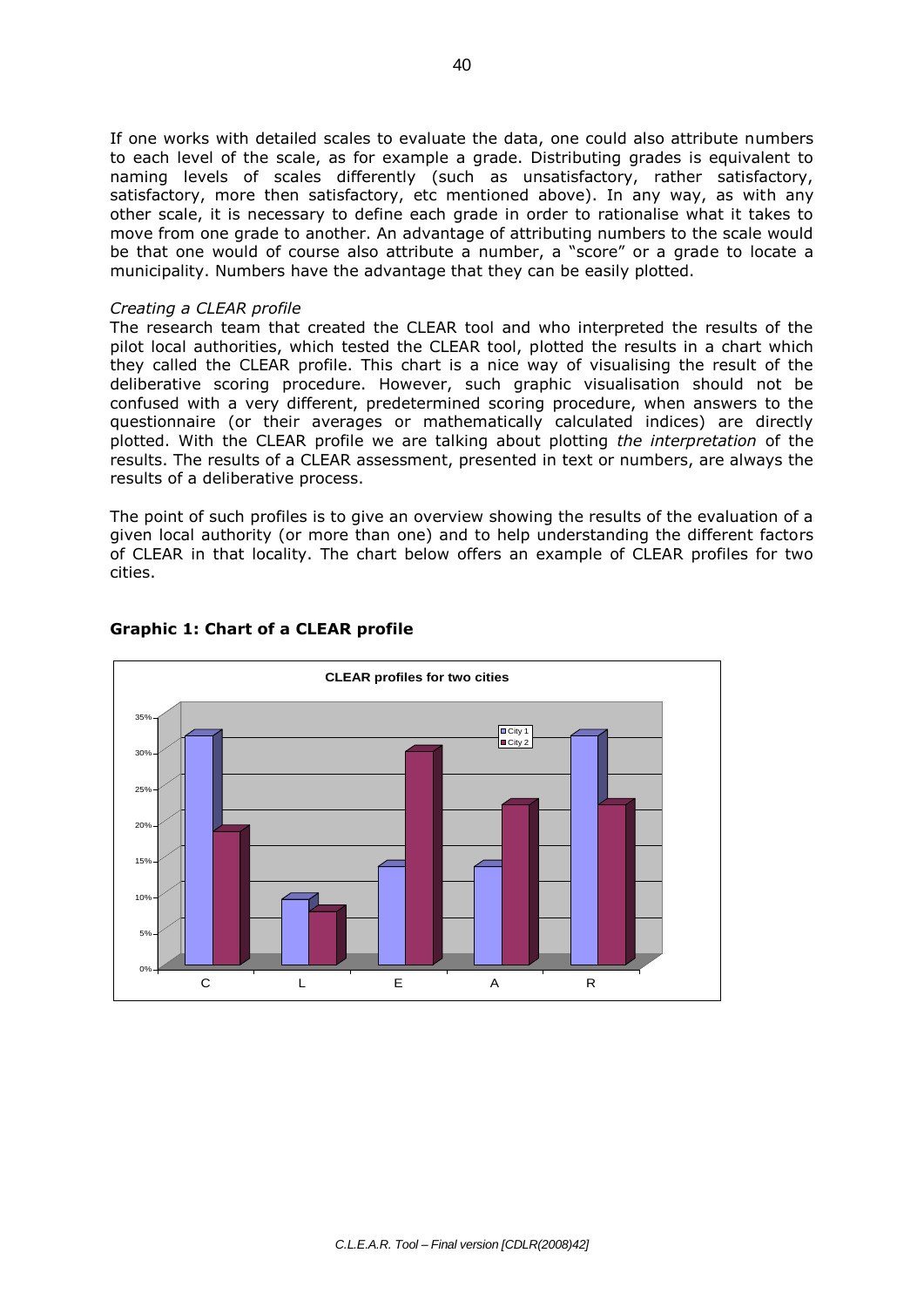If one works with detailed scales to evaluate the data, one could also attribute numbers to each level of the scale, as for example a grade. Distributing grades is equivalent to naming levels of scales differently (such as unsatisfactory, rather satisfactory, satisfactory, more then satisfactory, etc mentioned above). In any way, as with any other scale, it is necessary to define each grade in order to rationalise what it takes to move from one grade to another. An advantage of attributing numbers to the scale would be that one would of course also attribute a number, a "score" or a grade to locate a municipality. Numbers have the advantage that they can be easily plotted.

*Creating a CLEAR profile*

The research team that created the CLEAR tool and who interpreted the results of the pilot local authorities, which tested the CLEAR tool, plotted the results in a chart which they called the CLEAR profile. This chart is a nice way of visualising the result of the deliberative scoring procedure. However, such graphic visualisation should not be confused with a very different, predetermined scoring procedure, when answers to the questionnaire (or their averages or mathematically calculated indices) are directly plotted. With the CLEAR profile we are talking about plotting *the interpretation* of the results. The results of a CLEAR assessment, presented in text or numbers, are always the results of a deliberative process.

The point of such profiles is to give an overview showing the results of the evaluation of a given local authority (or more than one) and to help understanding the different factors of CLEAR in that locality. The chart below offers an example of CLEAR profiles for two cities.

**Graphic 1: Chart of a CLEAR profile**

CLEAR profiles for two cities

| | C | L | E | A | R |
|---|---|---|---|---|---|
| City 1 | 32% | 9% | 14% | 14% | 32% |
| City 2 | 19% | 7.5% | 30% | 22.5% | 22.5% |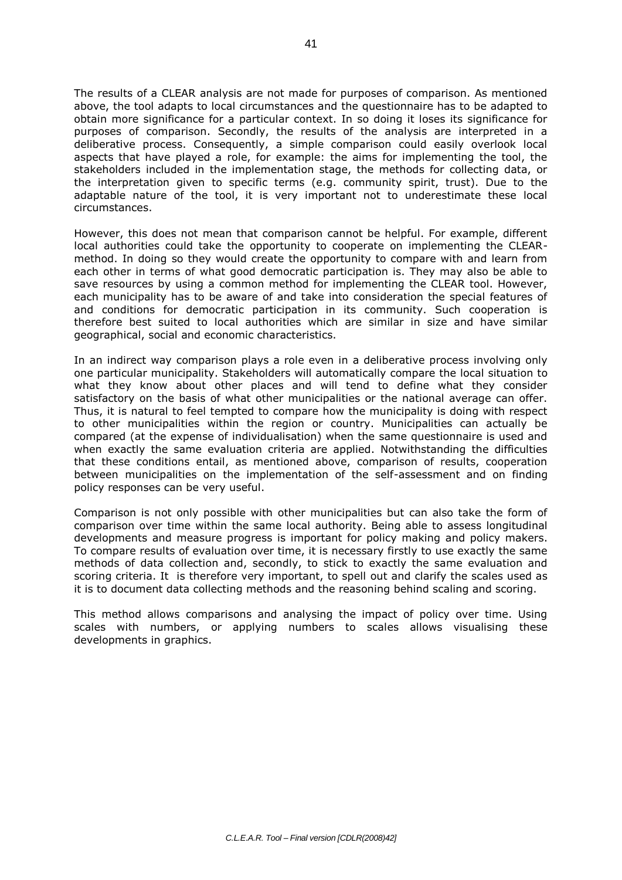The results of a CLEAR analysis are not made for purposes of comparison. As mentioned above, the tool adapts to local circumstances and the questionnaire has to be adapted to obtain more significance for a particular context. In so doing it loses its significance for purposes of comparison. Secondly, the results of the analysis are interpreted in a deliberative process. Consequently, a simple comparison could easily overlook local aspects that have played a role, for example: the aims for implementing the tool, the stakeholders included in the implementation stage, the methods for collecting data, or the interpretation given to specific terms (e.g. community spirit, trust). Due to the adaptable nature of the tool, it is very important not to underestimate these local circumstances.

However, this does not mean that comparison cannot be helpful. For example, different local authorities could take the opportunity to cooperate on implementing the CLEAR-method. In doing so they would create the opportunity to compare with and learn from each other in terms of what good democratic participation is. They may also be able to save resources by using a common method for implementing the CLEAR tool. However, each municipality has to be aware of and take into consideration the special features of and conditions for democratic participation in its community. Such cooperation is therefore best suited to local authorities which are similar in size and have similar geographical, social and economic characteristics.

In an indirect way comparison plays a role even in a deliberative process involving only one particular municipality. Stakeholders will automatically compare the local situation to what they know about other places and will tend to define what they consider satisfactory on the basis of what other municipalities or the national average can offer. Thus, it is natural to feel tempted to compare how the municipality is doing with respect to other municipalities within the region or country. Municipalities can actually be compared (at the expense of individualisation) when the same questionnaire is used and when exactly the same evaluation criteria are applied. Notwithstanding the difficulties that these conditions entail, as mentioned above, comparison of results, cooperation between municipalities on the implementation of the self-assessment and on finding policy responses can be very useful.

Comparison is not only possible with other municipalities but can also take the form of comparison over time within the same local authority. Being able to assess longitudinal developments and measure progress is important for policy making and policy makers. To compare results of evaluation over time, it is necessary firstly to use exactly the same methods of data collection and, secondly, to stick to exactly the same evaluation and scoring criteria. It is therefore very important, to spell out and clarify the scales used as it is to document data collecting methods and the reasoning behind scaling and scoring.

This method allows comparisons and analysing the impact of policy over time. Using scales with numbers, or applying numbers to scales allows visualising these developments in graphics.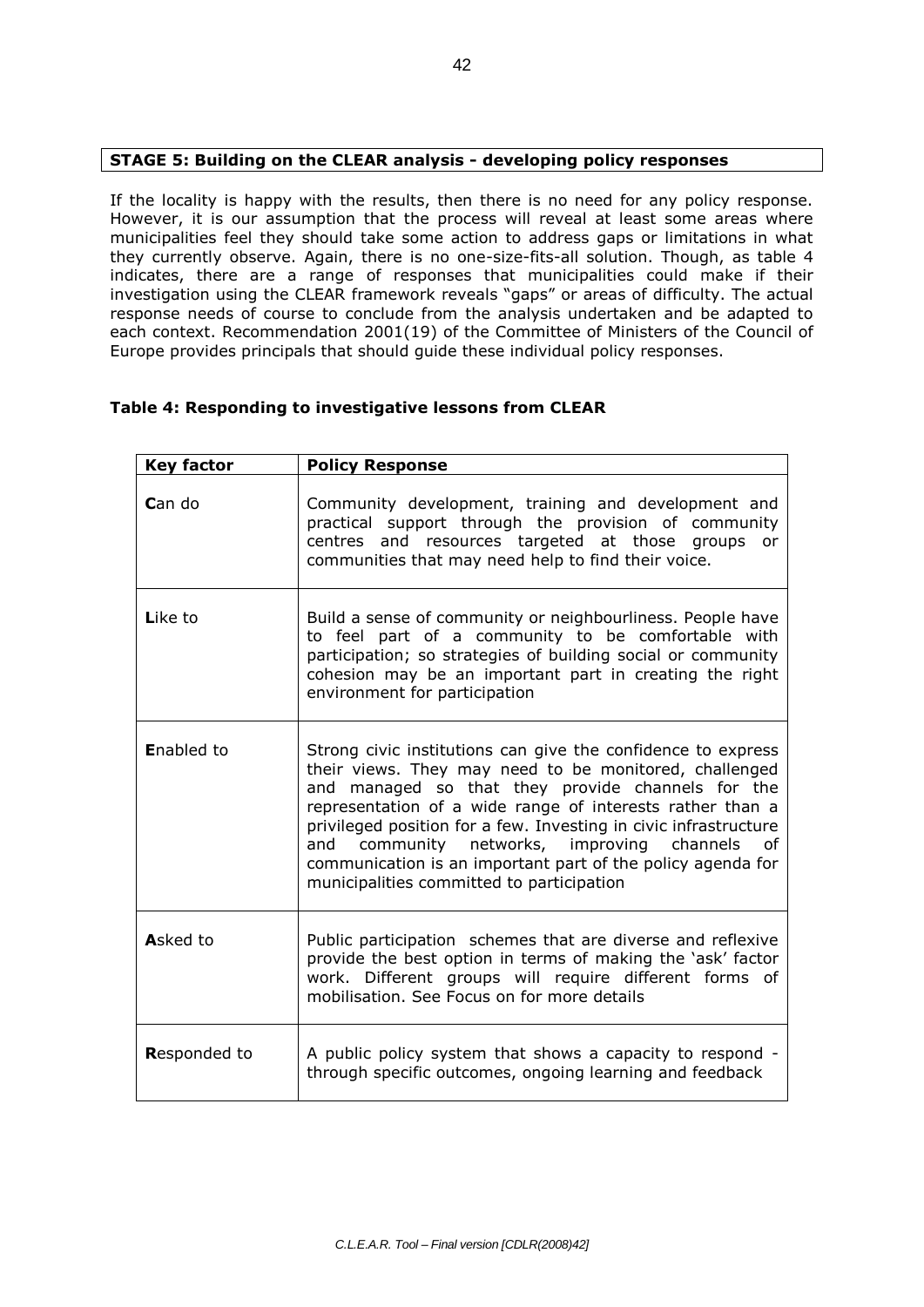**STAGE 5: Building on the CLEAR analysis - developing policy responses**

If the locality is happy with the results, then there is no need for any policy response. However, it is our assumption that the process will reveal at least some areas where municipalities feel they should take some action to address gaps or limitations in what they currently observe. Again, there is no one-size-fits-all solution. Though, as table 4 indicates, there are a range of responses that municipalities could make if their investigation using the CLEAR framework reveals "gaps" or areas of difficulty. The actual response needs of course to conclude from the analysis undertaken and be adapted to each context. Recommendation 2001(19) of the Committee of Ministers of the Council of Europe provides principals that should guide these individual policy responses.

**Table 4: Responding to investigative lessons from CLEAR**

| Key factor | Policy Response |
|---|---|
| **C**an do | Community development, training and development and practical support through the provision of community centres and resources targeted at those groups or communities that may need help to find their voice. |
| **L**ike to | Build a sense of community or neighbourliness. People have to feel part of a community to be comfortable with participation; so strategies of building social or community cohesion may be an important part in creating the right environment for participation |
| **E**nabled to | Strong civic institutions can give the confidence to express their views. They may need to be monitored, challenged and managed so that they provide channels for the representation of a wide range of interests rather than a privileged position for a few. Investing in civic infrastructure and community networks, improving channels of communication is an important part of the policy agenda for municipalities committed to participation |
| **A**sked to | Public participation schemes that are diverse and reflexive provide the best option in terms of making the 'ask' factor work. Different groups will require different forms of mobilisation. See Focus on for more details |
| **R**esponded to | A public policy system that shows a capacity to respond - through specific outcomes, ongoing learning and feedback |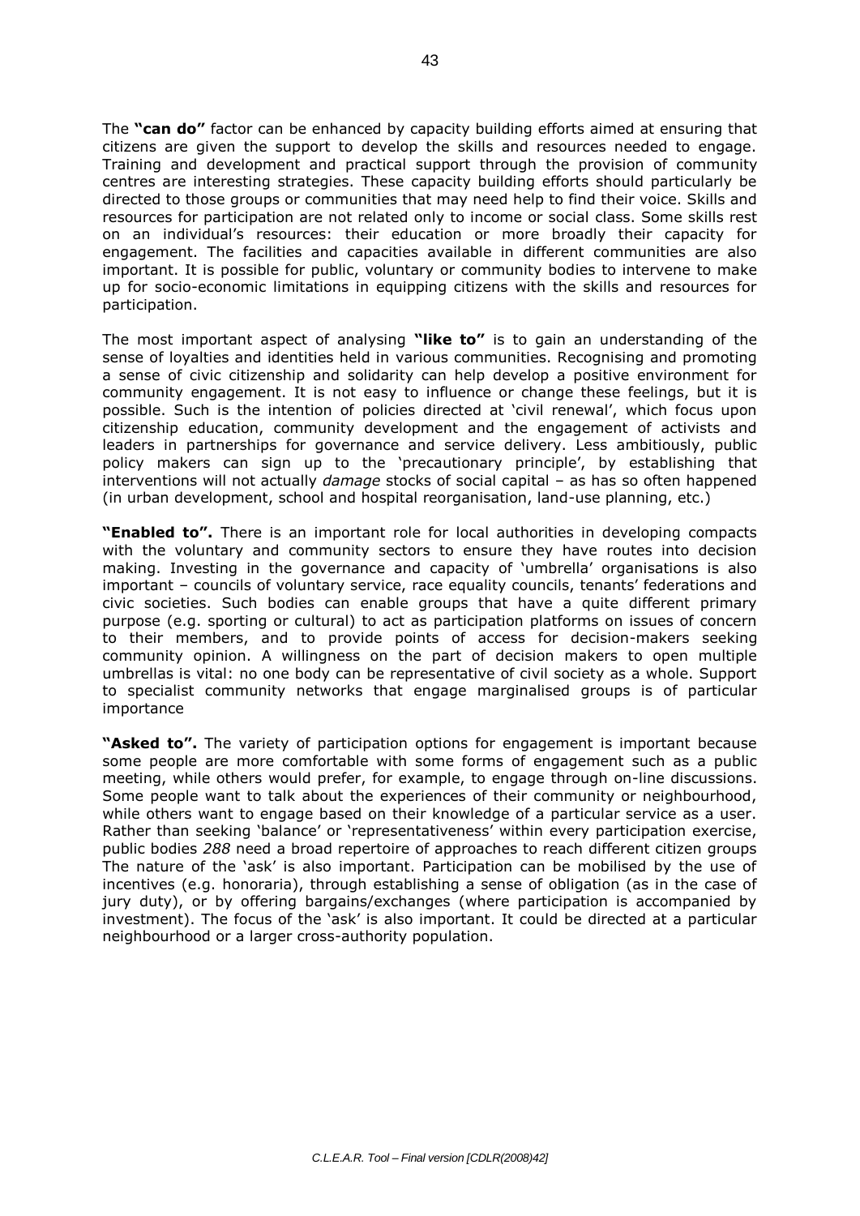The **"can do"** factor can be enhanced by capacity building efforts aimed at ensuring that citizens are given the support to develop the skills and resources needed to engage. Training and development and practical support through the provision of community centres are interesting strategies. These capacity building efforts should particularly be directed to those groups or communities that may need help to find their voice. Skills and resources for participation are not related only to income or social class. Some skills rest on an individual's resources: their education or more broadly their capacity for engagement. The facilities and capacities available in different communities are also important. It is possible for public, voluntary or community bodies to intervene to make up for socio-economic limitations in equipping citizens with the skills and resources for participation.

The most important aspect of analysing **"like to"** is to gain an understanding of the sense of loyalties and identities held in various communities. Recognising and promoting a sense of civic citizenship and solidarity can help develop a positive environment for community engagement. It is not easy to influence or change these feelings, but it is possible. Such is the intention of policies directed at 'civil renewal', which focus upon citizenship education, community development and the engagement of activists and leaders in partnerships for governance and service delivery. Less ambitiously, public policy makers can sign up to the 'precautionary principle', by establishing that interventions will not actually *damage* stocks of social capital – as has so often happened (in urban development, school and hospital reorganisation, land-use planning, etc.)

**"Enabled to".** There is an important role for local authorities in developing compacts with the voluntary and community sectors to ensure they have routes into decision making. Investing in the governance and capacity of 'umbrella' organisations is also important – councils of voluntary service, race equality councils, tenants' federations and civic societies. Such bodies can enable groups that have a quite different primary purpose (e.g. sporting or cultural) to act as participation platforms on issues of concern to their members, and to provide points of access for decision-makers seeking community opinion. A willingness on the part of decision makers to open multiple umbrellas is vital: no one body can be representative of civil society as a whole. Support to specialist community networks that engage marginalised groups is of particular importance

**"Asked to".** The variety of participation options for engagement is important because some people are more comfortable with some forms of engagement such as a public meeting, while others would prefer, for example, to engage through on-line discussions. Some people want to talk about the experiences of their community or neighbourhood, while others want to engage based on their knowledge of a particular service as a user. Rather than seeking 'balance' or 'representativeness' within every participation exercise, public bodies *288* need a broad repertoire of approaches to reach different citizen groups The nature of the 'ask' is also important. Participation can be mobilised by the use of incentives (e.g. honoraria), through establishing a sense of obligation (as in the case of jury duty), or by offering bargains/exchanges (where participation is accompanied by investment). The focus of the 'ask' is also important. It could be directed at a particular neighbourhood or a larger cross-authority population.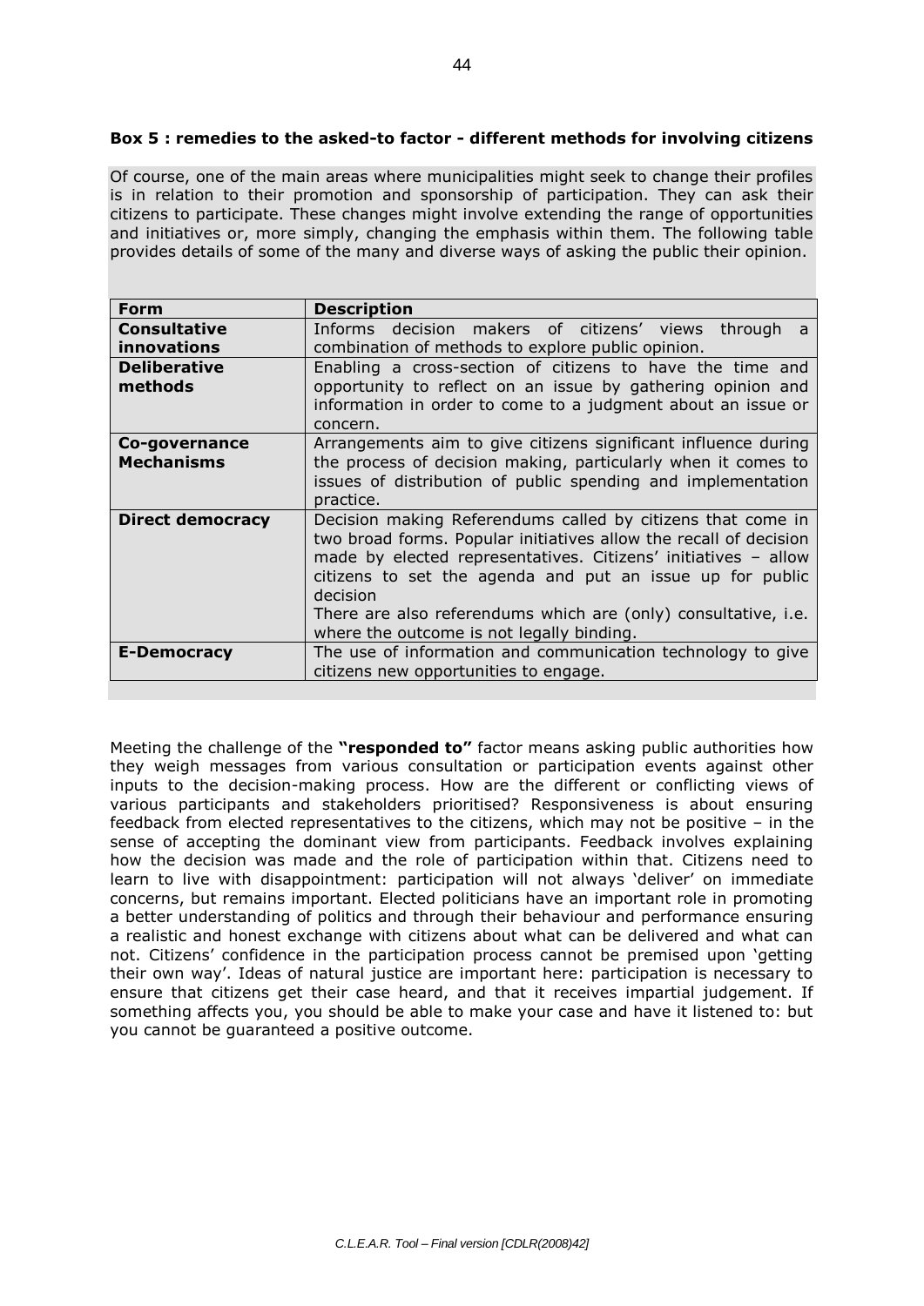**Box 5 : remedies to the asked-to factor - different methods for involving citizens**

Of course, one of the main areas where municipalities might seek to change their profiles is in relation to their promotion and sponsorship of participation. They can ask their citizens to participate. These changes might involve extending the range of opportunities and initiatives or, more simply, changing the emphasis within them. The following table provides details of some of the many and diverse ways of asking the public their opinion.

| Form | Description |
|---|---|
| **Consultative innovations** | Informs decision makers of citizens' views through a combination of methods to explore public opinion. |
| **Deliberative methods** | Enabling a cross-section of citizens to have the time and opportunity to reflect on an issue by gathering opinion and information in order to come to a judgment about an issue or concern. |
| **Co-governance Mechanisms** | Arrangements aim to give citizens significant influence during the process of decision making, particularly when it comes to issues of distribution of public spending and implementation practice. |
| **Direct democracy** | Decision making Referendums called by citizens that come in two broad forms. Popular initiatives allow the recall of decision made by elected representatives. Citizens' initiatives – allow citizens to set the agenda and put an issue up for public decision<br>There are also referendums which are (only) consultative, i.e. where the outcome is not legally binding. |
| **E-Democracy** | The use of information and communication technology to give citizens new opportunities to engage. |

Meeting the challenge of the **"responded to"** factor means asking public authorities how they weigh messages from various consultation or participation events against other inputs to the decision-making process. How are the different or conflicting views of various participants and stakeholders prioritised? Responsiveness is about ensuring feedback from elected representatives to the citizens, which may not be positive – in the sense of accepting the dominant view from participants. Feedback involves explaining how the decision was made and the role of participation within that. Citizens need to learn to live with disappointment: participation will not always 'deliver' on immediate concerns, but remains important. Elected politicians have an important role in promoting a better understanding of politics and through their behaviour and performance ensuring a realistic and honest exchange with citizens about what can be delivered and what can not. Citizens' confidence in the participation process cannot be premised upon 'getting their own way'. Ideas of natural justice are important here: participation is necessary to ensure that citizens get their case heard, and that it receives impartial judgement. If something affects you, you should be able to make your case and have it listened to: but you cannot be guaranteed a positive outcome.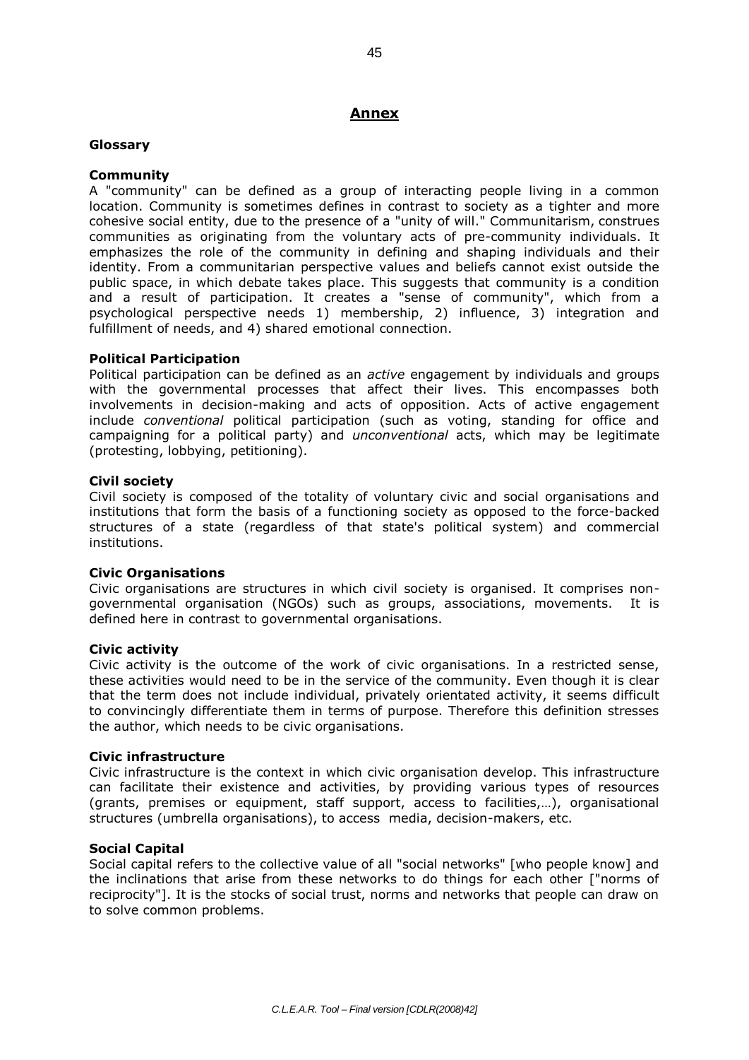# Annex

## Glossary

### Community

A "community" can be defined as a group of interacting people living in a common location. Community is sometimes defines in contrast to society as a tighter and more cohesive social entity, due to the presence of a "unity of will." Communitarism, construes communities as originating from the voluntary acts of pre-community individuals. It emphasizes the role of the community in defining and shaping individuals and their identity. From a communitarian perspective values and beliefs cannot exist outside the public space, in which debate takes place. This suggests that community is a condition and a result of participation. It creates a "sense of community", which from a psychological perspective needs 1) membership, 2) influence, 3) integration and fulfillment of needs, and 4) shared emotional connection.

### Political Participation

Political participation can be defined as an *active* engagement by individuals and groups with the governmental processes that affect their lives. This encompasses both involvements in decision-making and acts of opposition. Acts of active engagement include *conventional* political participation (such as voting, standing for office and campaigning for a political party) and *unconventional* acts, which may be legitimate (protesting, lobbying, petitioning).

### Civil society

Civil society is composed of the totality of voluntary civic and social organisations and institutions that form the basis of a functioning society as opposed to the force-backed structures of a state (regardless of that state's political system) and commercial institutions.

### Civic Organisations

Civic organisations are structures in which civil society is organised. It comprises non-governmental organisation (NGOs) such as groups, associations, movements. It is defined here in contrast to governmental organisations.

### Civic activity

Civic activity is the outcome of the work of civic organisations. In a restricted sense, these activities would need to be in the service of the community. Even though it is clear that the term does not include individual, privately orientated activity, it seems difficult to convincingly differentiate them in terms of purpose. Therefore this definition stresses the author, which needs to be civic organisations.

### Civic infrastructure

Civic infrastructure is the context in which civic organisation develop. This infrastructure can facilitate their existence and activities, by providing various types of resources (grants, premises or equipment, staff support, access to facilities,…), organisational structures (umbrella organisations), to access media, decision-makers, etc.

### Social Capital

Social capital refers to the collective value of all "social networks" [who people know] and the inclinations that arise from these networks to do things for each other ["norms of reciprocity"]. It is the stocks of social trust, norms and networks that people can draw on to solve common problems.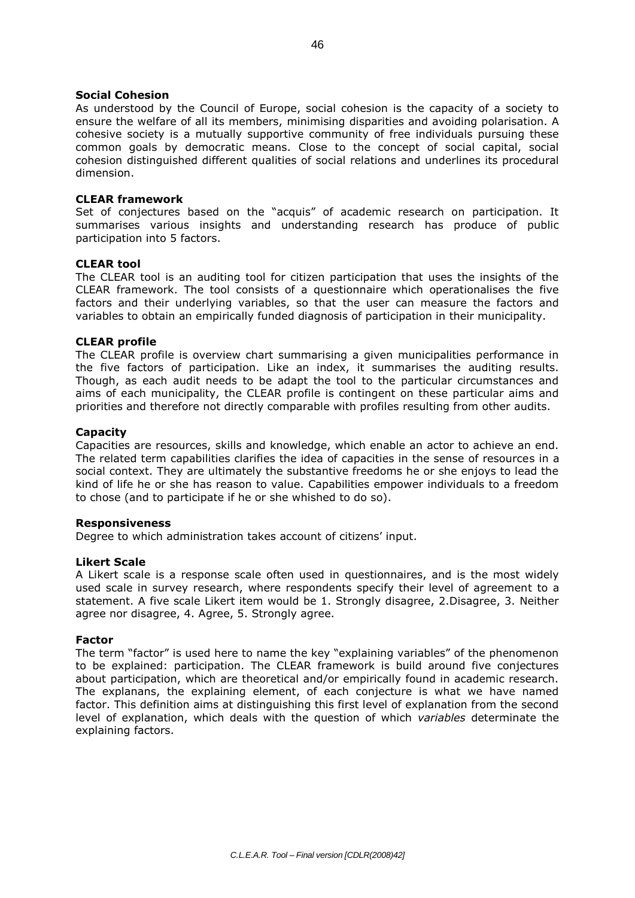**Social Cohesion**

As understood by the Council of Europe, social cohesion is the capacity of a society to ensure the welfare of all its members, minimising disparities and avoiding polarisation. A cohesive society is a mutually supportive community of free individuals pursuing these common goals by democratic means. Close to the concept of social capital, social cohesion distinguished different qualities of social relations and underlines its procedural dimension.

**CLEAR framework**

Set of conjectures based on the "acquis" of academic research on participation. It summarises various insights and understanding research has produce of public participation into 5 factors.

**CLEAR tool**

The CLEAR tool is an auditing tool for citizen participation that uses the insights of the CLEAR framework. The tool consists of a questionnaire which operationalises the five factors and their underlying variables, so that the user can measure the factors and variables to obtain an empirically funded diagnosis of participation in their municipality.

**CLEAR profile**

The CLEAR profile is overview chart summarising a given municipalities performance in the five factors of participation. Like an index, it summarises the auditing results. Though, as each audit needs to be adapt the tool to the particular circumstances and aims of each municipality, the CLEAR profile is contingent on these particular aims and priorities and therefore not directly comparable with profiles resulting from other audits.

**Capacity**

Capacities are resources, skills and knowledge, which enable an actor to achieve an end. The related term capabilities clarifies the idea of capacities in the sense of resources in a social context. They are ultimately the substantive freedoms he or she enjoys to lead the kind of life he or she has reason to value. Capabilities empower individuals to a freedom to chose (and to participate if he or she whished to do so).

**Responsiveness**

Degree to which administration takes account of citizens' input.

**Likert Scale**

A Likert scale is a response scale often used in questionnaires, and is the most widely used scale in survey research, where respondents specify their level of agreement to a statement. A five scale Likert item would be 1. Strongly disagree, 2.Disagree, 3. Neither agree nor disagree, 4. Agree, 5. Strongly agree.

**Factor**

The term "factor" is used here to name the key "explaining variables" of the phenomenon to be explained: participation. The CLEAR framework is build around five conjectures about participation, which are theoretical and/or empirically found in academic research. The explanans, the explaining element, of each conjecture is what we have named factor. This definition aims at distinguishing this first level of explanation from the second level of explanation, which deals with the question of which *variables* determinate the explaining factors.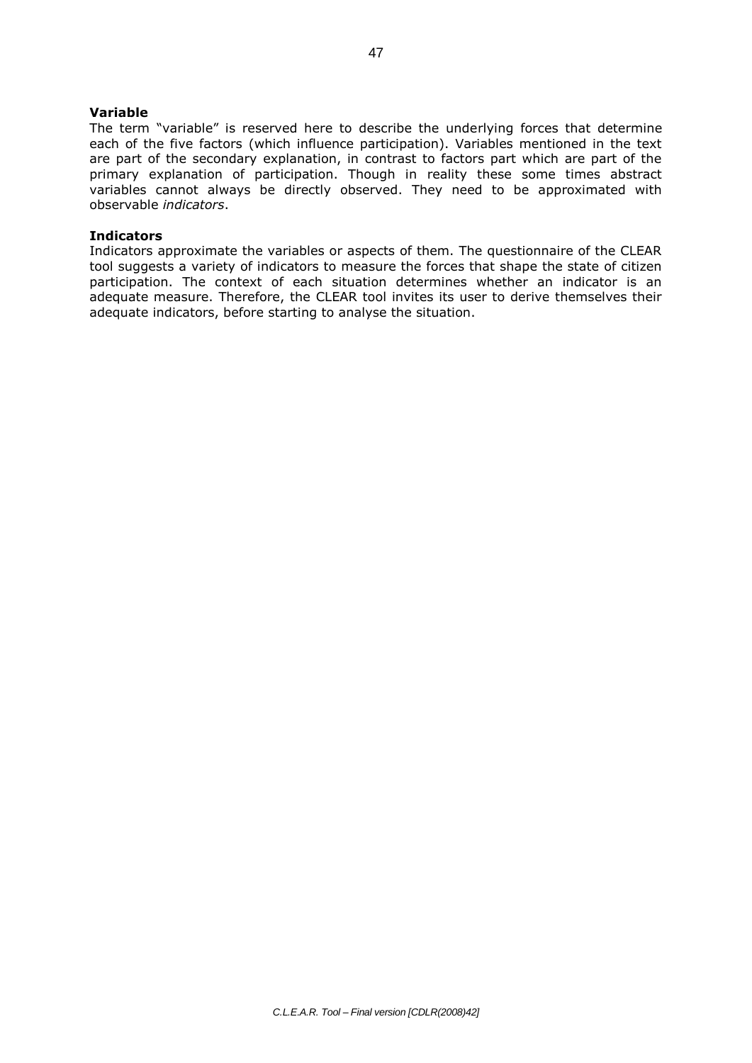**Variable**

The term "variable" is reserved here to describe the underlying forces that determine each of the five factors (which influence participation). Variables mentioned in the text are part of the secondary explanation, in contrast to factors part which are part of the primary explanation of participation. Though in reality these some times abstract variables cannot always be directly observed. They need to be approximated with observable *indicators*.

**Indicators**

Indicators approximate the variables or aspects of them. The questionnaire of the CLEAR tool suggests a variety of indicators to measure the forces that shape the state of citizen participation. The context of each situation determines whether an indicator is an adequate measure. Therefore, the CLEAR tool invites its user to derive themselves their adequate indicators, before starting to analyse the situation.